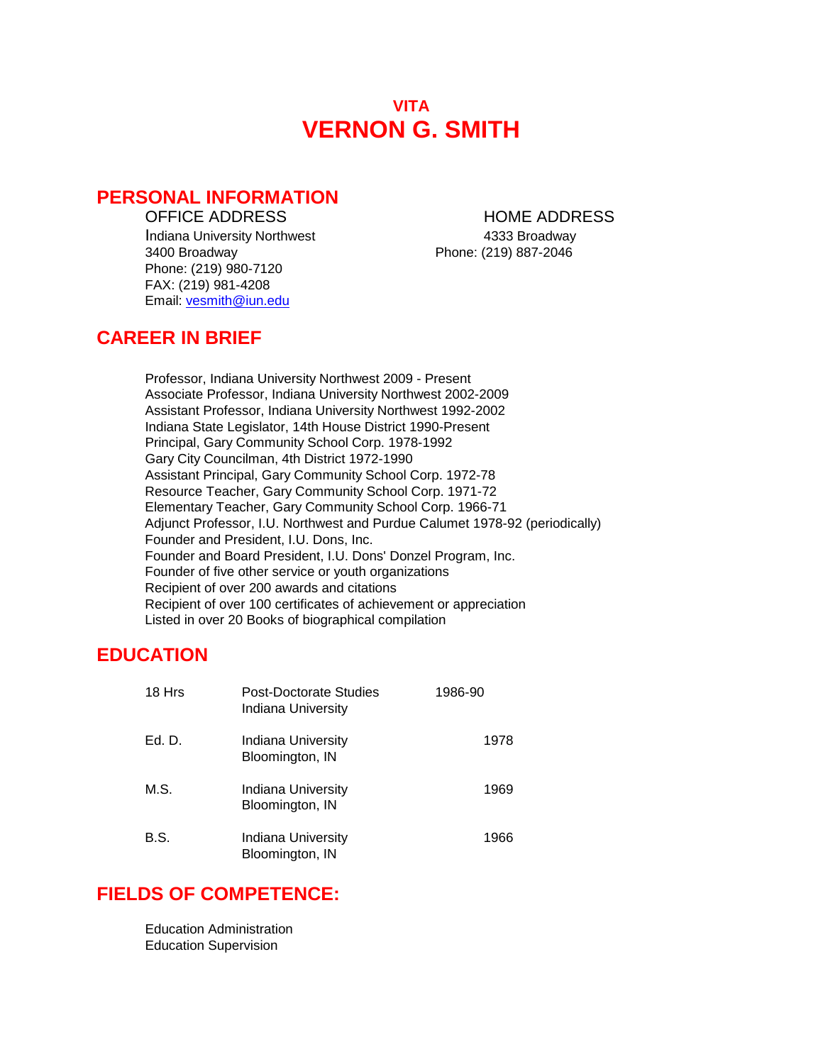# VITA
# VERNON G. SMITH

## PERSONAL INFORMATION

**OFFICE ADDRESS**

Indiana University Northwest
3400 Broadway
Phone: (219) 980-7120
FAX: (219) 981-4208
Email: vesmith@iun.edu

**HOME ADDRESS**

4333 Broadway
Phone: (219) 887-2046

## CAREER IN BRIEF

Professor, Indiana University Northwest 2009 - Present
Associate Professor, Indiana University Northwest 2002-2009
Assistant Professor, Indiana University Northwest 1992-2002
Indiana State Legislator, 14th House District 1990-Present
Principal, Gary Community School Corp. 1978-1992
Gary City Councilman, 4th District 1972-1990
Assistant Principal, Gary Community School Corp. 1972-78
Resource Teacher, Gary Community School Corp. 1971-72
Elementary Teacher, Gary Community School Corp. 1966-71
Adjunct Professor, I.U. Northwest and Purdue Calumet 1978-92 (periodically)
Founder and President, I.U. Dons, Inc.
Founder and Board President, I.U. Dons' Donzel Program, Inc.
Founder of five other service or youth organizations
Recipient of over 200 awards and citations
Recipient of over 100 certificates of achievement or appreciation
Listed in over 20 Books of biographical compilation

## EDUCATION

| | | |
|---|---|---|
| 18 Hrs | Post-Doctorate Studies<br>Indiana University | 1986-90 |
| Ed. D. | Indiana University<br>Bloomington, IN | 1978 |
| M.S. | Indiana University<br>Bloomington, IN | 1969 |
| B.S. | Indiana University<br>Bloomington, IN | 1966 |

## FIELDS OF COMPETENCE:

Education Administration
Education Supervision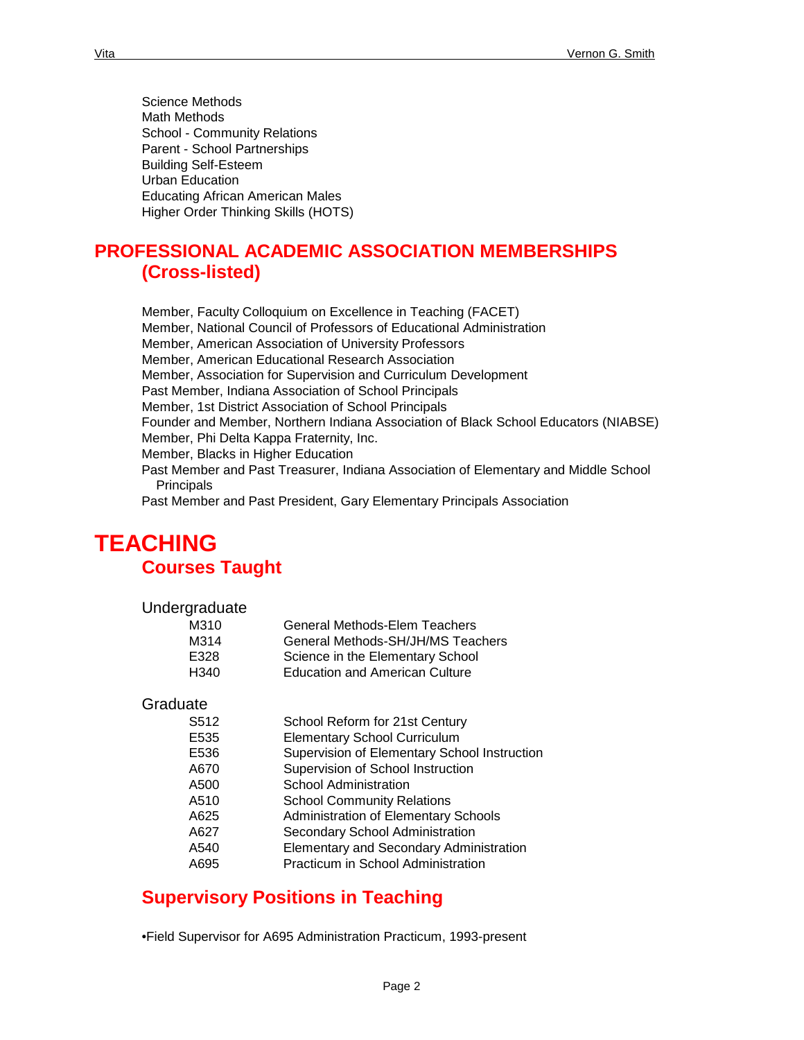Science Methods
Math Methods
School - Community Relations
Parent - School Partnerships
Building Self-Esteem
Urban Education
Educating African American Males
Higher Order Thinking Skills (HOTS)

## PROFESSIONAL ACADEMIC ASSOCIATION MEMBERSHIPS (Cross-listed)

Member, Faculty Colloquium on Excellence in Teaching (FACET)
Member, National Council of Professors of Educational Administration
Member, American Association of University Professors
Member, American Educational Research Association
Member, Association for Supervision and Curriculum Development
Past Member, Indiana Association of School Principals
Member, 1st District Association of School Principals
Founder and Member, Northern Indiana Association of Black School Educators (NIABSE)
Member, Phi Delta Kappa Fraternity, Inc.
Member, Blacks in Higher Education
Past Member and Past Treasurer, Indiana Association of Elementary and Middle School Principals
Past Member and Past President, Gary Elementary Principals Association

# TEACHING

## Courses Taught

Undergraduate

| | |
|---|---|
| M310 | General Methods-Elem Teachers |
| M314 | General Methods-SH/JH/MS Teachers |
| E328 | Science in the Elementary School |
| H340 | Education and American Culture |

Graduate

| | |
|---|---|
| S512 | School Reform for 21st Century |
| E535 | Elementary School Curriculum |
| E536 | Supervision of Elementary School Instruction |
| A670 | Supervision of School Instruction |
| A500 | School Administration |
| A510 | School Community Relations |
| A625 | Administration of Elementary Schools |
| A627 | Secondary School Administration |
| A540 | Elementary and Secondary Administration |
| A695 | Practicum in School Administration |

## Supervisory Positions in Teaching

•Field Supervisor for A695 Administration Practicum, 1993-present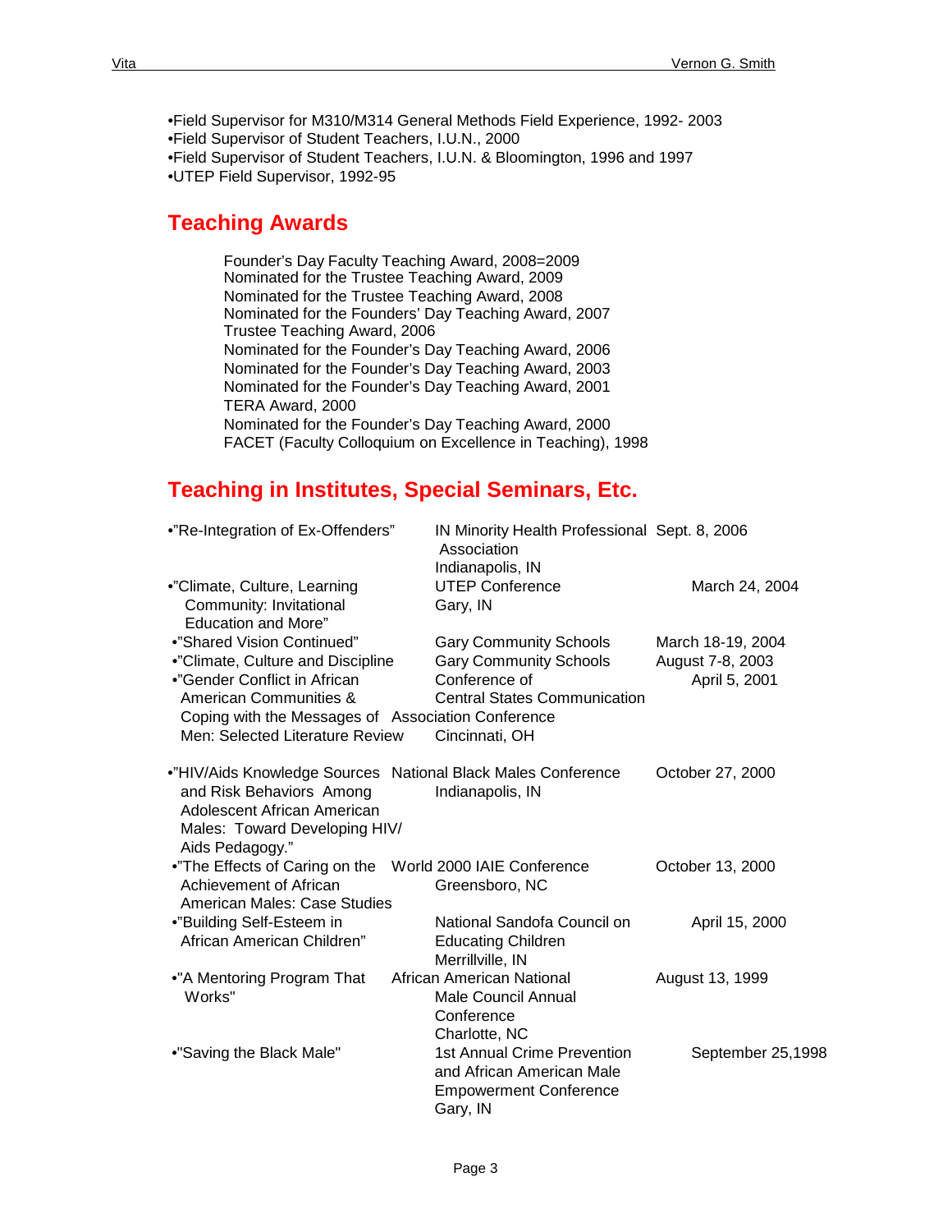- Field Supervisor for M310/M314 General Methods Field Experience, 1992- 2003
- Field Supervisor of Student Teachers, I.U.N., 2000
- Field Supervisor of Student Teachers, I.U.N. & Bloomington, 1996 and 1997
- UTEP Field Supervisor, 1992-95

## Teaching Awards

Founder's Day Faculty Teaching Award, 2008=2009
Nominated for the Trustee Teaching Award, 2009
Nominated for the Trustee Teaching Award, 2008
Nominated for the Founders' Day Teaching Award, 2007
Trustee Teaching Award, 2006
Nominated for the Founder's Day Teaching Award, 2006
Nominated for the Founder's Day Teaching Award, 2003
Nominated for the Founder's Day Teaching Award, 2001
TERA Award, 2000
Nominated for the Founder's Day Teaching Award, 2000
FACET (Faculty Colloquium on Excellence in Teaching), 1998

## Teaching in Institutes, Special Seminars, Etc.

| Title | Venue | Date |
|---|---|---|
| •"Re-Integration of Ex-Offenders" | IN Minority Health Professional Association Indianapolis, IN | Sept. 8, 2006 |
| •"Climate, Culture, Learning Community: Invitational Education and More" | UTEP Conference Gary, IN | March 24, 2004 |
| •"Shared Vision Continued" | Gary Community Schools | March 18-19, 2004 |
| •"Climate, Culture and Discipline | Gary Community Schools | August 7-8, 2003 |
| •"Gender Conflict in African American Communities & Coping with the Messages of Men: Selected Literature Review | Conference of Central States Communication Association Conference Cincinnati, OH | April 5, 2001 |
| •"HIV/Aids Knowledge Sources and Risk Behaviors Among Adolescent African American Males: Toward Developing HIV/Aids Pedagogy." | National Black Males Conference Indianapolis, IN | October 27, 2000 |
| •"The Effects of Caring on the Achievement of African American Males: Case Studies | World 2000 IAIE Conference Greensboro, NC | October 13, 2000 |
| •"Building Self-Esteem in African American Children" | National Sandofa Council on Educating Children Merrillville, IN | April 15, 2000 |
| •"A Mentoring Program That Works" | African American National Male Council Annual Conference Charlotte, NC | August 13, 1999 |
| •"Saving the Black Male" | 1st Annual Crime Prevention and African American Male Empowerment Conference Gary, IN | September 25,1998 |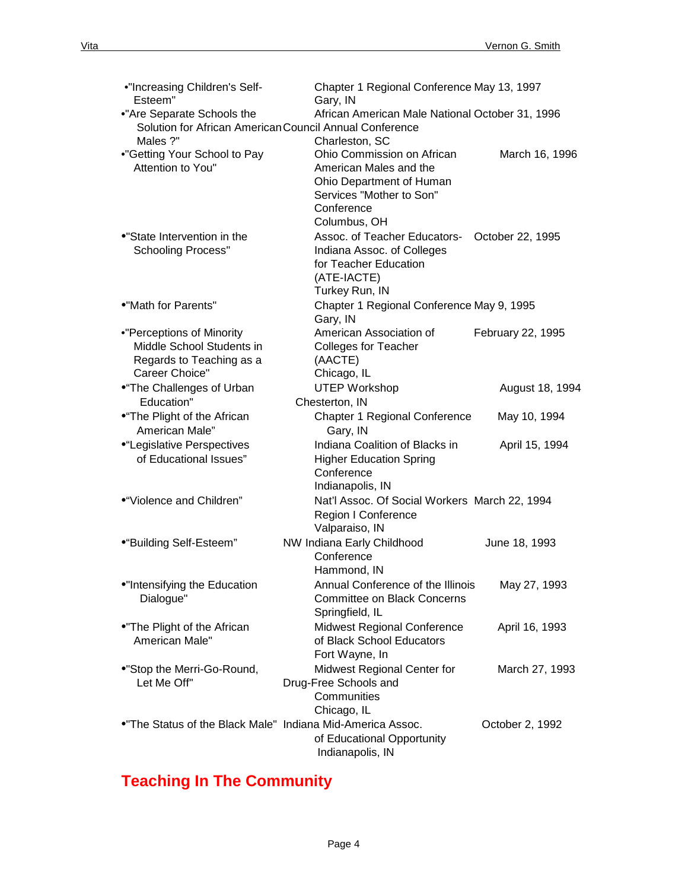| Title | Conference | Date |
|---|---|---|
| •"Increasing Children's Self-Esteem" | Chapter 1 Regional Conference<br>Gary, IN | May 13, 1997 |
| •"Are Separate Schools the Solution for African American Males ?" | African American Male National Council Annual Conference<br>Charleston, SC | October 31, 1996 |
| •"Getting Your School to Pay Attention to You" | Ohio Commission on African American Males and the Ohio Department of Human Services "Mother to Son" Conference<br>Columbus, OH | March 16, 1996 |
| •"State Intervention in the Schooling Process" | Assoc. of Teacher Educators-Indiana Assoc. of Colleges for Teacher Education (ATE-IACTE)<br>Turkey Run, IN | October 22, 1995 |
| •"Math for Parents" | Chapter 1 Regional Conference<br>Gary, IN | May 9, 1995 |
| •"Perceptions of Minority Middle School Students in Regards to Teaching as a Career Choice" | American Association of Colleges for Teacher (AACTE)<br>Chicago, IL | February 22, 1995 |
| •"The Challenges of Urban Education" | UTEP Workshop<br>Chesterton, IN | August 18, 1994 |
| •"The Plight of the African American Male" | Chapter 1 Regional Conference<br>Gary, IN | May 10, 1994 |
| •"Legislative Perspectives of Educational Issues" | Indiana Coalition of Blacks in Higher Education Spring Conference<br>Indianapolis, IN | April 15, 1994 |
| •"Violence and Children" | Nat'l Assoc. Of Social Workers Region I Conference<br>Valparaiso, IN | March 22, 1994 |
| •"Building Self-Esteem" | NW Indiana Early Childhood Conference<br>Hammond, IN | June 18, 1993 |
| •"Intensifying the Education Dialogue" | Annual Conference of the Illinois Committee on Black Concerns<br>Springfield, IL | May 27, 1993 |
| •"The Plight of the African American Male" | Midwest Regional Conference of Black School Educators<br>Fort Wayne, In | April 16, 1993 |
| •"Stop the Merri-Go-Round, Let Me Off" | Midwest Regional Center for Drug-Free Schools and Communities<br>Chicago, IL | March 27, 1993 |
| •"The Status of the Black Male" | Indiana Mid-America Assoc. of Educational Opportunity<br>Indianapolis, IN | October 2, 1992 |

## Teaching In The Community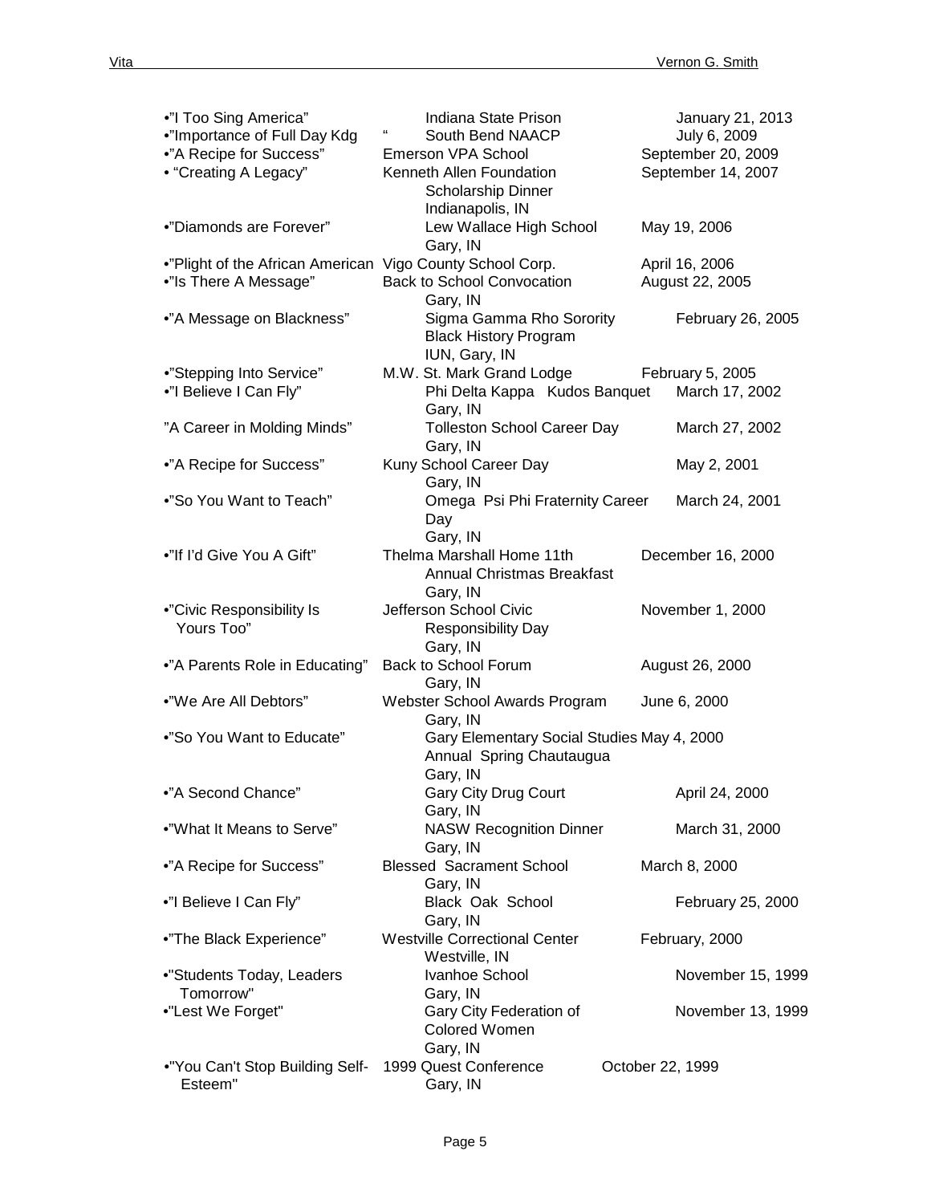- "I Too Sing America" — Indiana State Prison — January 21, 2013
- "Importance of Full Day Kdg " — South Bend NAACP — July 6, 2009
- "A Recipe for Success" — Emerson VPA School — September 20, 2009
- "Creating A Legacy" — Kenneth Allen Foundation Scholarship Dinner, Indianapolis, IN — September 14, 2007
- "Diamonds are Forever" — Lew Wallace High School, Gary, IN — May 19, 2006
- "Plight of the African American — Vigo County School Corp. — April 16, 2006
- "Is There A Message" — Back to School Convocation, Gary, IN — August 22, 2005
- "A Message on Blackness" — Sigma Gamma Rho Sorority Black History Program, IUN, Gary, IN — February 26, 2005
- "Stepping Into Service" — M.W. St. Mark Grand Lodge — February 5, 2005
- "I Believe I Can Fly" — Phi Delta Kappa Kudos Banquet, Gary, IN — March 17, 2002

"A Career in Molding Minds" — Tolleston School Career Day, Gary, IN — March 27, 2002

- "A Recipe for Success" — Kuny School Career Day, Gary, IN — May 2, 2001
- "So You Want to Teach" — Omega Psi Phi Fraternity Career Day, Gary, IN — March 24, 2001
- "If I'd Give You A Gift" — Thelma Marshall Home 11th Annual Christmas Breakfast, Gary, IN — December 16, 2000
- "Civic Responsibility Is Yours Too" — Jefferson School Civic Responsibility Day, Gary, IN — November 1, 2000
- "A Parents Role in Educating" — Back to School Forum, Gary, IN — August 26, 2000
- "We Are All Debtors" — Webster School Awards Program, Gary, IN — June 6, 2000
- "So You Want to Educate" — Gary Elementary Social Studies Annual Spring Chautaugua, Gary, IN — May 4, 2000
- "A Second Chance" — Gary City Drug Court, Gary, IN — April 24, 2000
- "What It Means to Serve" — NASW Recognition Dinner, Gary, IN — March 31, 2000
- "A Recipe for Success" — Blessed Sacrament School, Gary, IN — March 8, 2000
- "I Believe I Can Fly" — Black Oak School, Gary, IN — February 25, 2000
- "The Black Experience" — Westville Correctional Center, Westville, IN — February, 2000
- "Students Today, Leaders Tomorrow" — Ivanhoe School, Gary, IN — November 15, 1999
- "Lest We Forget" — Gary City Federation of Colored Women, Gary, IN — November 13, 1999
- "You Can't Stop Building Self-Esteem" — 1999 Quest Conference, Gary, IN — October 22, 1999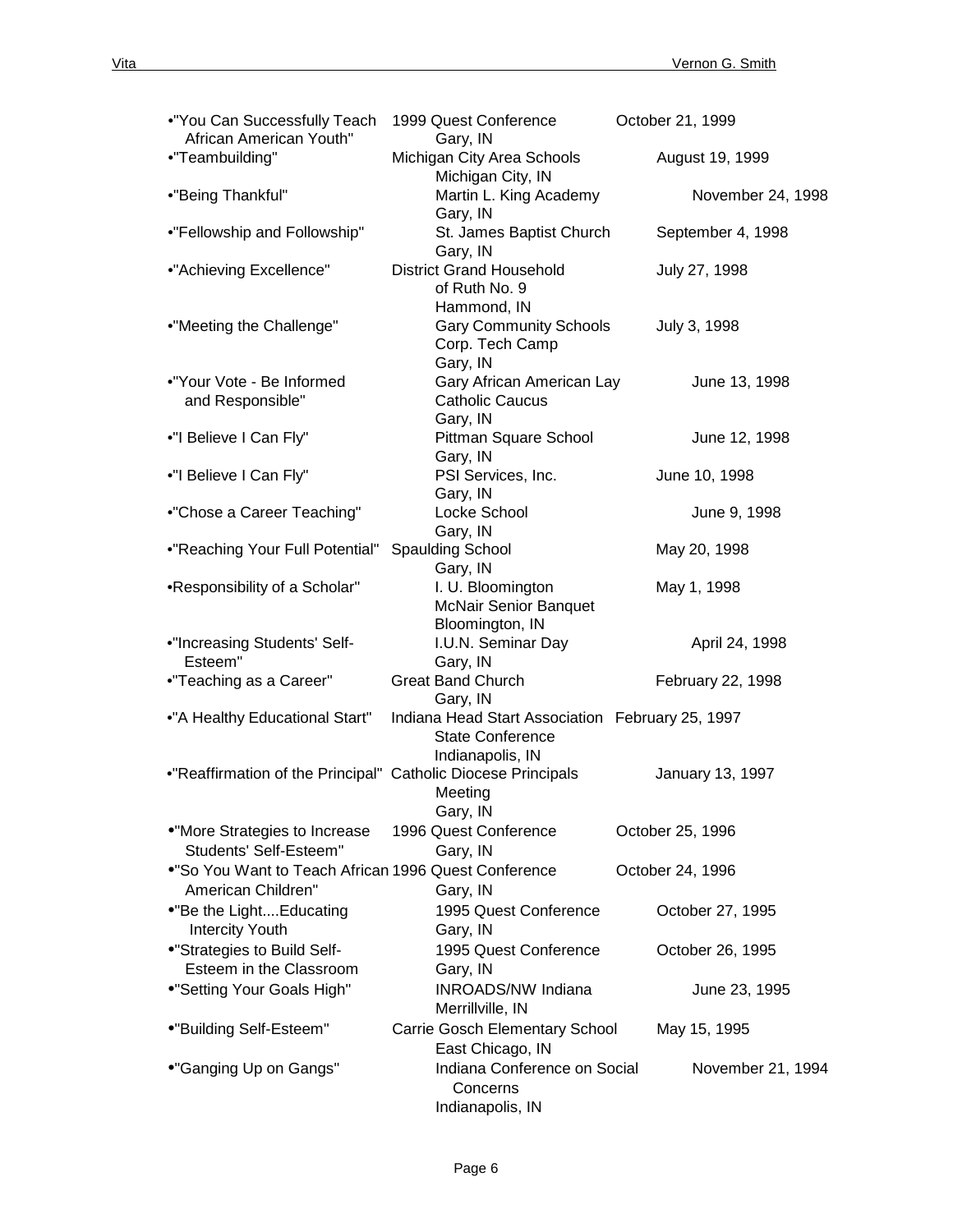| Title | Venue | Date |
|---|---|---|
| •"You Can Successfully Teach African American Youth" | 1999 Quest Conference<br>Gary, IN | October 21, 1999 |
| •"Teambuilding" | Michigan City Area Schools<br>Michigan City, IN | August 19, 1999 |
| •"Being Thankful" | Martin L. King Academy<br>Gary, IN | November 24, 1998 |
| •"Fellowship and Followship" | St. James Baptist Church<br>Gary, IN | September 4, 1998 |
| •"Achieving Excellence" | District Grand Household of Ruth No. 9<br>Hammond, IN | July 27, 1998 |
| •"Meeting the Challenge" | Gary Community Schools Corp. Tech Camp<br>Gary, IN | July 3, 1998 |
| •"Your Vote - Be Informed and Responsible" | Gary African American Lay Catholic Caucus<br>Gary, IN | June 13, 1998 |
| •"I Believe I Can Fly" | Pittman Square School<br>Gary, IN | June 12, 1998 |
| •"I Believe I Can Fly" | PSI Services, Inc.<br>Gary, IN | June 10, 1998 |
| •"Chose a Career Teaching" | Locke School<br>Gary, IN | June 9, 1998 |
| •"Reaching Your Full Potential" | Spaulding School<br>Gary, IN | May 20, 1998 |
| •Responsibility of a Scholar" | I. U. Bloomington McNair Senior Banquet<br>Bloomington, IN | May 1, 1998 |
| •"Increasing Students' Self-Esteem" | I.U.N. Seminar Day<br>Gary, IN | April 24, 1998 |
| •"Teaching as a Career" | Great Band Church<br>Gary, IN | February 22, 1998 |
| •"A Healthy Educational Start" | Indiana Head Start Association State Conference<br>Indianapolis, IN | February 25, 1997 |
| •"Reaffirmation of the Principal" | Catholic Diocese Principals Meeting<br>Gary, IN | January 13, 1997 |
| •"More Strategies to Increase Students' Self-Esteem" | 1996 Quest Conference<br>Gary, IN | October 25, 1996 |
| •"So You Want to Teach African American Children" | 1996 Quest Conference<br>Gary, IN | October 24, 1996 |
| •"Be the Light....Educating Intercity Youth | 1995 Quest Conference<br>Gary, IN | October 27, 1995 |
| •"Strategies to Build Self-Esteem in the Classroom | 1995 Quest Conference<br>Gary, IN | October 26, 1995 |
| •"Setting Your Goals High" | INROADS/NW Indiana<br>Merrillville, IN | June 23, 1995 |
| •"Building Self-Esteem" | Carrie Gosch Elementary School<br>East Chicago, IN | May 15, 1995 |
| •"Ganging Up on Gangs" | Indiana Conference on Social Concerns<br>Indianapolis, IN | November 21, 1994 |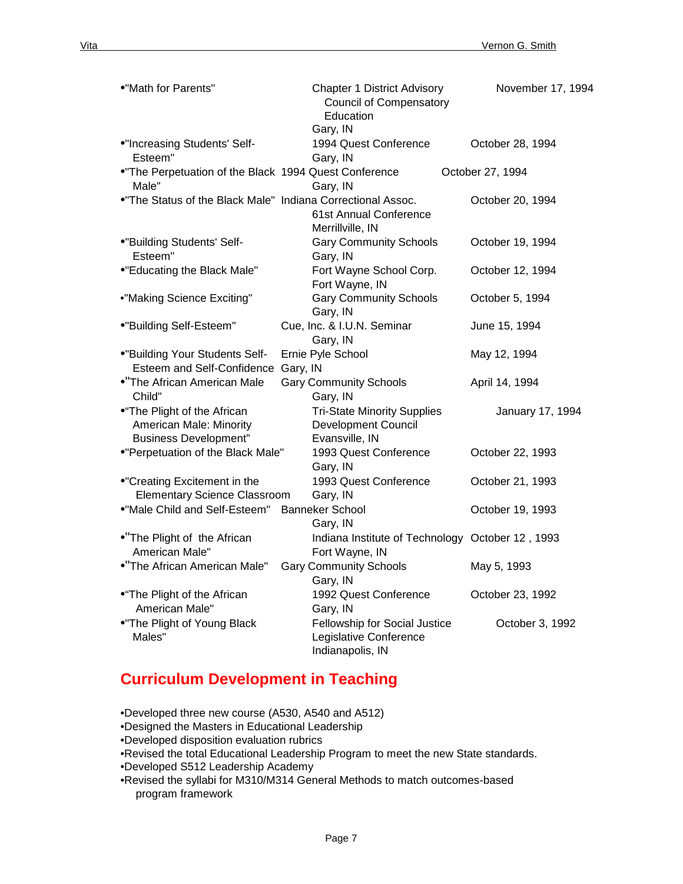| Title | Organization | Date |
|---|---|---|
| •"Math for Parents" | Chapter 1 District Advisory Council of Compensatory Education Gary, IN | November 17, 1994 |
| •"Increasing Students' Self-Esteem" | 1994 Quest Conference Gary, IN | October 28, 1994 |
| •"The Perpetuation of the Black Male" | 1994 Quest Conference Gary, IN | October 27, 1994 |
| •"The Status of the Black Male" | Indiana Correctional Assoc. 61st Annual Conference Merrillville, IN | October 20, 1994 |
| •"Building Students' Self-Esteem" | Gary Community Schools Gary, IN | October 19, 1994 |
| •"Educating the Black Male" | Fort Wayne School Corp. Fort Wayne, IN | October 12, 1994 |
| •"Making Science Exciting" | Gary Community Schools Gary, IN | October 5, 1994 |
| •"Building Self-Esteem" | Cue, Inc. & I.U.N. Seminar Gary, IN | June 15, 1994 |
| •"Building Your Students Self-Esteem and Self-Confidence | Ernie Pyle School Gary, IN | May 12, 1994 |
| •"The African American Male Child" | Gary Community Schools Gary, IN | April 14, 1994 |
| •"The Plight of the African American Male: Minority Business Development" | Tri-State Minority Supplies Development Council Evansville, IN | January 17, 1994 |
| •"Perpetuation of the Black Male" | 1993 Quest Conference Gary, IN | October 22, 1993 |
| •"Creating Excitement in the Elementary Science Classroom | 1993 Quest Conference Gary, IN | October 21, 1993 |
| •"Male Child and Self-Esteem" | Banneker School Gary, IN | October 19, 1993 |
| •"The Plight of the African American Male" | Indiana Institute of Technology Fort Wayne, IN | October 12 , 1993 |
| •"The African American Male" | Gary Community Schools Gary, IN | May 5, 1993 |
| •"The Plight of the African American Male" | 1992 Quest Conference Gary, IN | October 23, 1992 |
| •"The Plight of Young Black Males" | Fellowship for Social Justice Legislative Conference Indianapolis, IN | October 3, 1992 |

## Curriculum Development in Teaching

- Developed three new course (A530, A540 and A512)
- Designed the Masters in Educational Leadership
- Developed disposition evaluation rubrics
- Revised the total Educational Leadership Program to meet the new State standards.
- Developed S512 Leadership Academy
- Revised the syllabi for M310/M314 General Methods to match outcomes-based program framework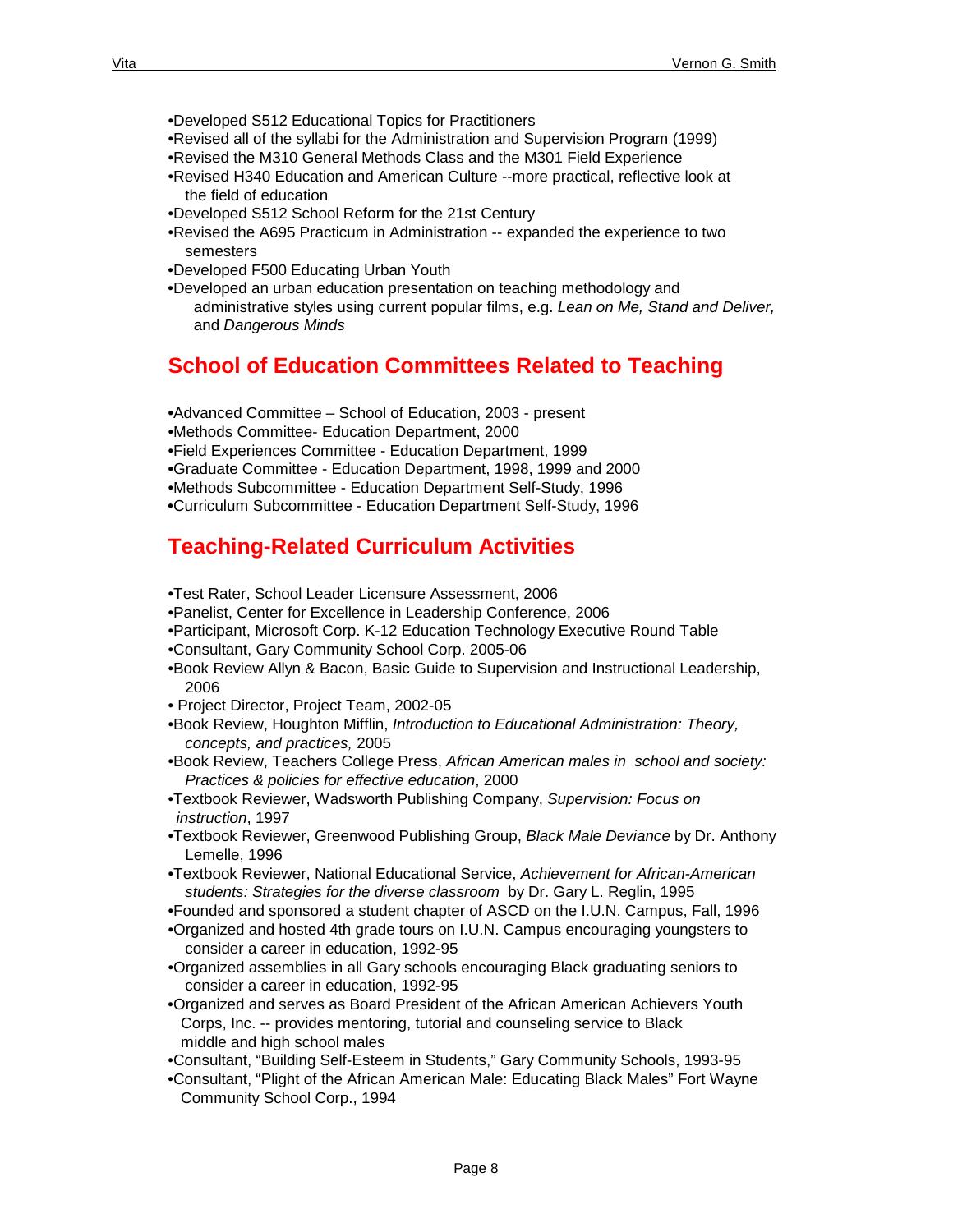- Developed S512 Educational Topics for Practitioners
- Revised all of the syllabi for the Administration and Supervision Program (1999)
- Revised the M310 General Methods Class and the M301 Field Experience
- Revised H340 Education and American Culture --more practical, reflective look at the field of education
- Developed S512 School Reform for the 21st Century
- Revised the A695 Practicum in Administration -- expanded the experience to two semesters
- Developed F500 Educating Urban Youth
- Developed an urban education presentation on teaching methodology and administrative styles using current popular films, e.g. *Lean on Me, Stand and Deliver,* and *Dangerous Minds*

## School of Education Committees Related to Teaching

- Advanced Committee – School of Education, 2003 - present
- Methods Committee- Education Department, 2000
- Field Experiences Committee - Education Department, 1999
- Graduate Committee - Education Department, 1998, 1999 and 2000
- Methods Subcommittee - Education Department Self-Study, 1996
- Curriculum Subcommittee - Education Department Self-Study, 1996

## Teaching-Related Curriculum Activities

- Test Rater, School Leader Licensure Assessment, 2006
- Panelist, Center for Excellence in Leadership Conference, 2006
- Participant, Microsoft Corp. K-12 Education Technology Executive Round Table
- Consultant, Gary Community School Corp. 2005-06
- Book Review Allyn & Bacon, Basic Guide to Supervision and Instructional Leadership, 2006
- Project Director, Project Team, 2002-05
- Book Review, Houghton Mifflin, *Introduction to Educational Administration: Theory, concepts, and practices,* 2005
- Book Review, Teachers College Press, *African American males in school and society: Practices & policies for effective education*, 2000
- Textbook Reviewer, Wadsworth Publishing Company, *Supervision: Focus on instruction*, 1997
- Textbook Reviewer, Greenwood Publishing Group, *Black Male Deviance* by Dr. Anthony Lemelle, 1996
- Textbook Reviewer, National Educational Service, *Achievement for African-American students: Strategies for the diverse classroom* by Dr. Gary L. Reglin, 1995
- Founded and sponsored a student chapter of ASCD on the I.U.N. Campus, Fall, 1996
- Organized and hosted 4th grade tours on I.U.N. Campus encouraging youngsters to consider a career in education, 1992-95
- Organized assemblies in all Gary schools encouraging Black graduating seniors to consider a career in education, 1992-95
- Organized and serves as Board President of the African American Achievers Youth Corps, Inc. -- provides mentoring, tutorial and counseling service to Black middle and high school males
- Consultant, "Building Self-Esteem in Students," Gary Community Schools, 1993-95
- Consultant, "Plight of the African American Male: Educating Black Males" Fort Wayne Community School Corp., 1994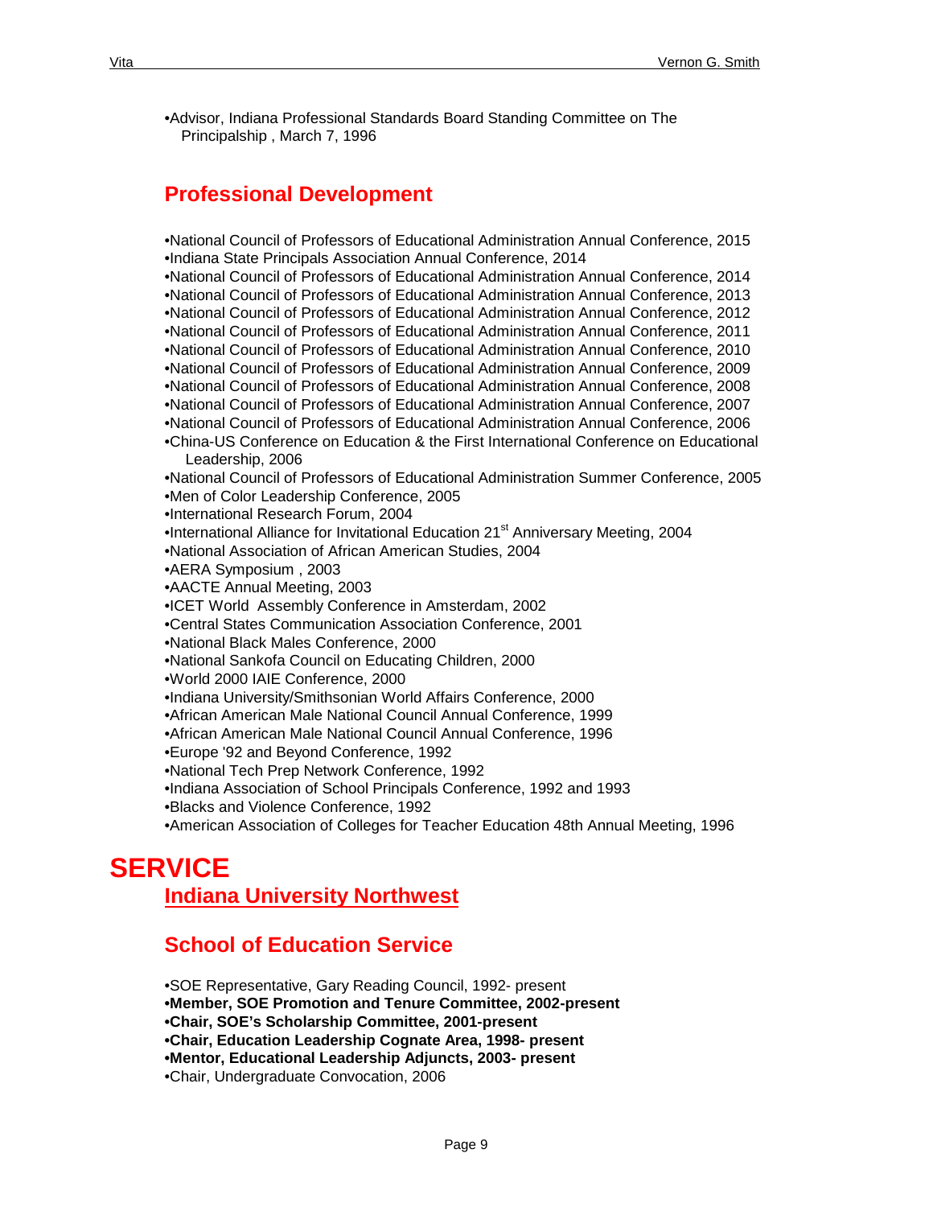•Advisor, Indiana Professional Standards Board Standing Committee on The Principalship , March 7, 1996

## Professional Development

•National Council of Professors of Educational Administration Annual Conference, 2015
•Indiana State Principals Association Annual Conference, 2014
•National Council of Professors of Educational Administration Annual Conference, 2014
•National Council of Professors of Educational Administration Annual Conference, 2013
•National Council of Professors of Educational Administration Annual Conference, 2012
•National Council of Professors of Educational Administration Annual Conference, 2011
•National Council of Professors of Educational Administration Annual Conference, 2010
•National Council of Professors of Educational Administration Annual Conference, 2009
•National Council of Professors of Educational Administration Annual Conference, 2008
•National Council of Professors of Educational Administration Annual Conference, 2007
•National Council of Professors of Educational Administration Annual Conference, 2006
•China-US Conference on Education & the First International Conference on Educational Leadership, 2006
•National Council of Professors of Educational Administration Summer Conference, 2005
•Men of Color Leadership Conference, 2005
•International Research Forum, 2004
•International Alliance for Invitational Education 21st Anniversary Meeting, 2004
•National Association of African American Studies, 2004
•AERA Symposium , 2003
•AACTE Annual Meeting, 2003
•ICET World Assembly Conference in Amsterdam, 2002
•Central States Communication Association Conference, 2001
•National Black Males Conference, 2000
•National Sankofa Council on Educating Children, 2000
•World 2000 IAIE Conference, 2000
•Indiana University/Smithsonian World Affairs Conference, 2000
•African American Male National Council Annual Conference, 1999
•African American Male National Council Annual Conference, 1996
•Europe '92 and Beyond Conference, 1992
•National Tech Prep Network Conference, 1992
•Indiana Association of School Principals Conference, 1992 and 1993
•Blacks and Violence Conference, 1992
•American Association of Colleges for Teacher Education 48th Annual Meeting, 1996

# SERVICE

## Indiana University Northwest

## School of Education Service

•SOE Representative, Gary Reading Council, 1992- present
**•Member, SOE Promotion and Tenure Committee, 2002-present**
**•Chair, SOE's Scholarship Committee, 2001-present**
**•Chair, Education Leadership Cognate Area, 1998- present**
**•Mentor, Educational Leadership Adjuncts, 2003- present**
•Chair, Undergraduate Convocation, 2006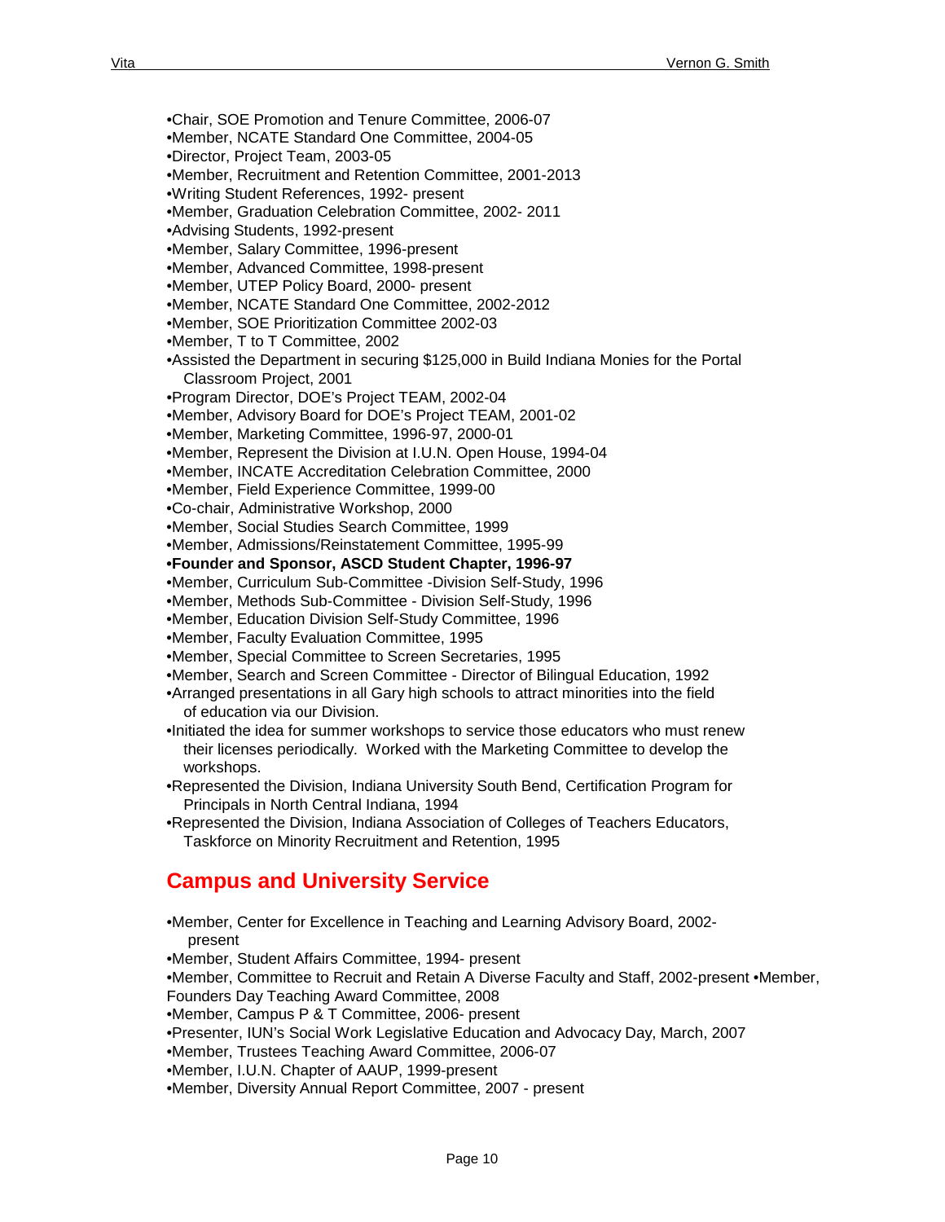•Chair, SOE Promotion and Tenure Committee, 2006-07
•Member, NCATE Standard One Committee, 2004-05
•Director, Project Team, 2003-05
•Member, Recruitment and Retention Committee, 2001-2013
•Writing Student References, 1992- present
•Member, Graduation Celebration Committee, 2002- 2011
•Advising Students, 1992-present
•Member, Salary Committee, 1996-present
•Member, Advanced Committee, 1998-present
•Member, UTEP Policy Board, 2000- present
•Member, NCATE Standard One Committee, 2002-2012
•Member, SOE Prioritization Committee 2002-03
•Member, T to T Committee, 2002
•Assisted the Department in securing $125,000 in Build Indiana Monies for the Portal Classroom Project, 2001
•Program Director, DOE's Project TEAM, 2002-04
•Member, Advisory Board for DOE's Project TEAM, 2001-02
•Member, Marketing Committee, 1996-97, 2000-01
•Member, Represent the Division at I.U.N. Open House, 1994-04
•Member, INCATE Accreditation Celebration Committee, 2000
•Member, Field Experience Committee, 1999-00
•Co-chair, Administrative Workshop, 2000
•Member, Social Studies Search Committee, 1999
•Member, Admissions/Reinstatement Committee, 1995-99
**•Founder and Sponsor, ASCD Student Chapter, 1996-97**
•Member, Curriculum Sub-Committee -Division Self-Study, 1996
•Member, Methods Sub-Committee - Division Self-Study, 1996
•Member, Education Division Self-Study Committee, 1996
•Member, Faculty Evaluation Committee, 1995
•Member, Special Committee to Screen Secretaries, 1995
•Member, Search and Screen Committee - Director of Bilingual Education, 1992
•Arranged presentations in all Gary high schools to attract minorities into the field of education via our Division.
•Initiated the idea for summer workshops to service those educators who must renew their licenses periodically. Worked with the Marketing Committee to develop the workshops.
•Represented the Division, Indiana University South Bend, Certification Program for Principals in North Central Indiana, 1994
•Represented the Division, Indiana Association of Colleges of Teachers Educators, Taskforce on Minority Recruitment and Retention, 1995

## Campus and University Service

•Member, Center for Excellence in Teaching and Learning Advisory Board, 2002-present
•Member, Student Affairs Committee, 1994- present
•Member, Committee to Recruit and Retain A Diverse Faculty and Staff, 2002-present •Member, Founders Day Teaching Award Committee, 2008
•Member, Campus P & T Committee, 2006- present
•Presenter, IUN's Social Work Legislative Education and Advocacy Day, March, 2007
•Member, Trustees Teaching Award Committee, 2006-07
•Member, I.U.N. Chapter of AAUP, 1999-present
•Member, Diversity Annual Report Committee, 2007 - present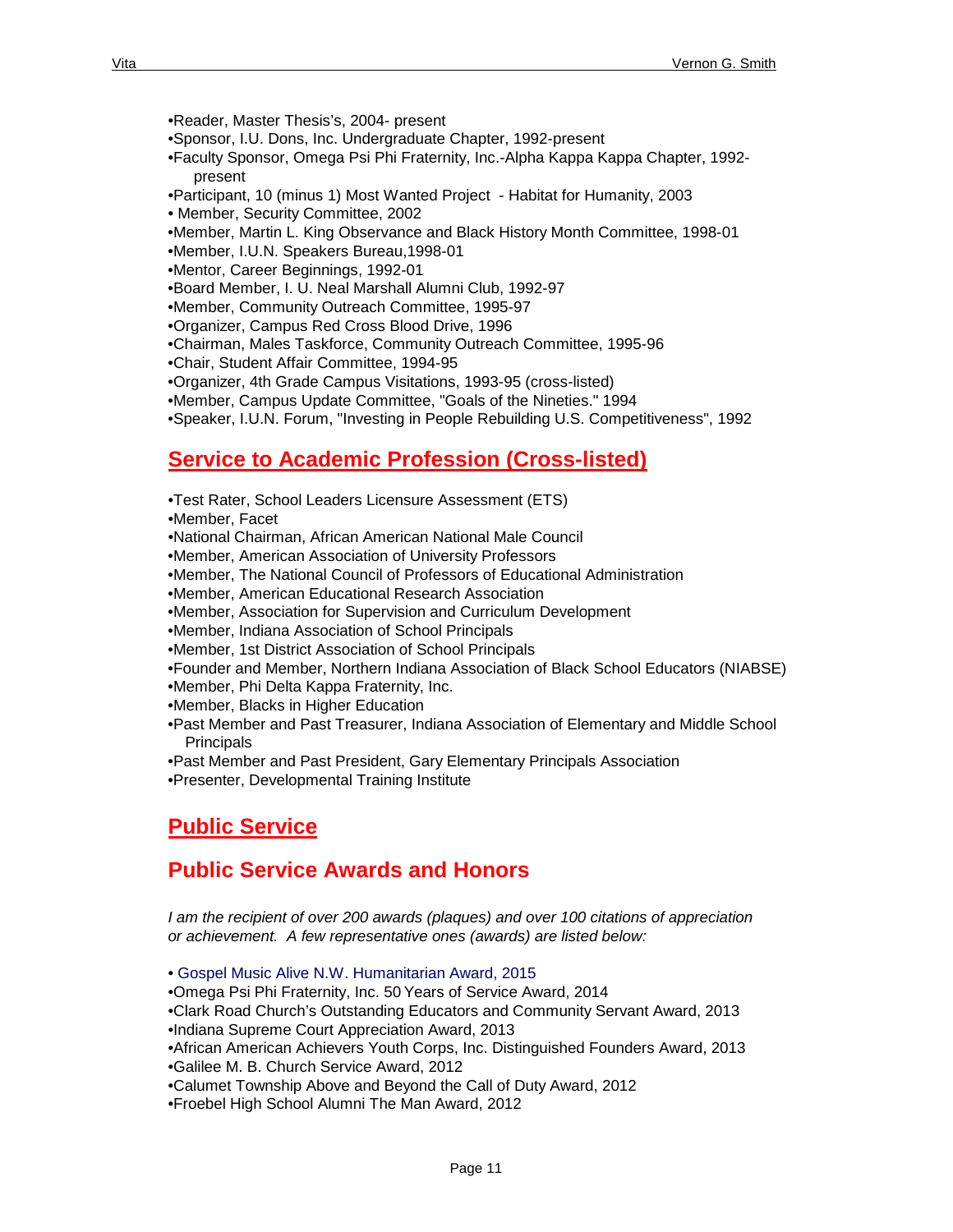- Reader, Master Thesis's, 2004- present
- Sponsor, I.U. Dons, Inc. Undergraduate Chapter, 1992-present
- Faculty Sponsor, Omega Psi Phi Fraternity, Inc.-Alpha Kappa Kappa Chapter, 1992-present
- Participant, 10 (minus 1) Most Wanted Project - Habitat for Humanity, 2003
- Member, Security Committee, 2002
- Member, Martin L. King Observance and Black History Month Committee, 1998-01
- Member, I.U.N. Speakers Bureau,1998-01
- Mentor, Career Beginnings, 1992-01
- Board Member, I. U. Neal Marshall Alumni Club, 1992-97
- Member, Community Outreach Committee, 1995-97
- Organizer, Campus Red Cross Blood Drive, 1996
- Chairman, Males Taskforce, Community Outreach Committee, 1995-96
- Chair, Student Affair Committee, 1994-95
- Organizer, 4th Grade Campus Visitations, 1993-95 (cross-listed)
- Member, Campus Update Committee, "Goals of the Nineties." 1994
- Speaker, I.U.N. Forum, "Investing in People Rebuilding U.S. Competitiveness", 1992

## Service to Academic Profession (Cross-listed)

- Test Rater, School Leaders Licensure Assessment (ETS)
- Member, Facet
- National Chairman, African American National Male Council
- Member, American Association of University Professors
- Member, The National Council of Professors of Educational Administration
- Member, American Educational Research Association
- Member, Association for Supervision and Curriculum Development
- Member, Indiana Association of School Principals
- Member, 1st District Association of School Principals
- Founder and Member, Northern Indiana Association of Black School Educators (NIABSE)
- Member, Phi Delta Kappa Fraternity, Inc.
- Member, Blacks in Higher Education
- Past Member and Past Treasurer, Indiana Association of Elementary and Middle School Principals
- Past Member and Past President, Gary Elementary Principals Association
- Presenter, Developmental Training Institute

## Public Service

## Public Service Awards and Honors

*I am the recipient of over 200 awards (plaques) and over 100 citations of appreciation or achievement. A few representative ones (awards) are listed below:*

- Gospel Music Alive N.W. Humanitarian Award, 2015
- Omega Psi Phi Fraternity, Inc. 50 Years of Service Award, 2014
- Clark Road Church's Outstanding Educators and Community Servant Award, 2013
- Indiana Supreme Court Appreciation Award, 2013
- African American Achievers Youth Corps, Inc. Distinguished Founders Award, 2013
- Galilee M. B. Church Service Award, 2012
- Calumet Township Above and Beyond the Call of Duty Award, 2012
- Froebel High School Alumni The Man Award, 2012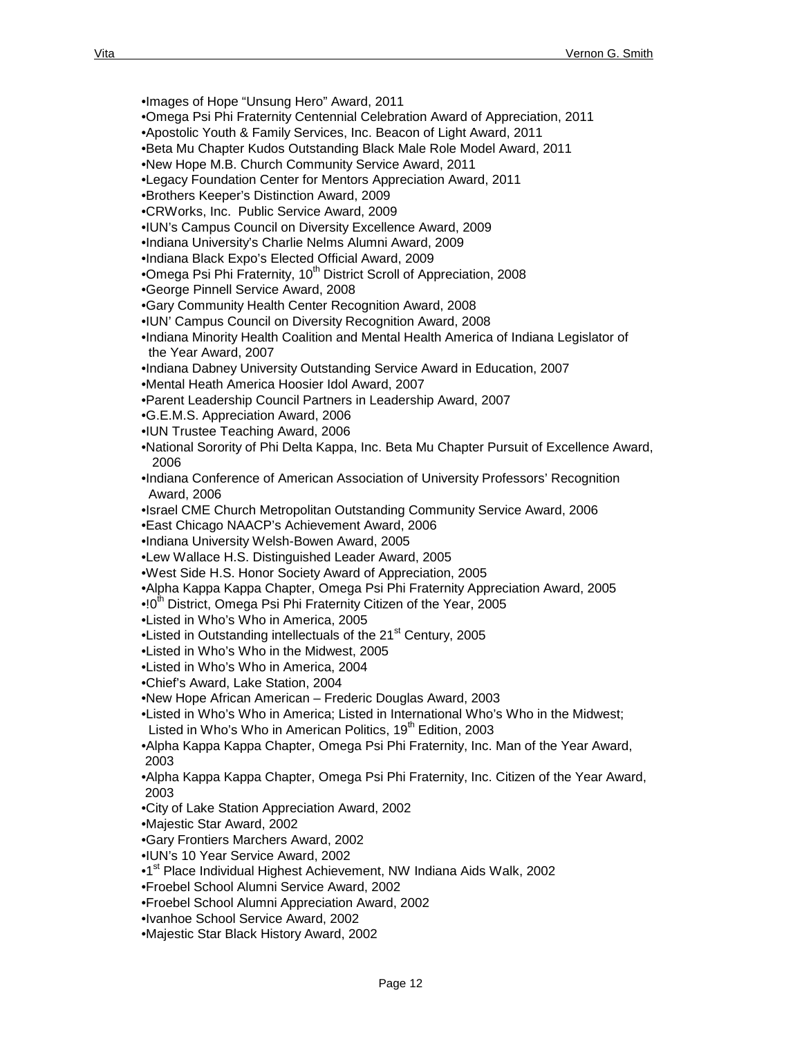- Images of Hope "Unsung Hero" Award, 2011
- Omega Psi Phi Fraternity Centennial Celebration Award of Appreciation, 2011
- Apostolic Youth & Family Services, Inc. Beacon of Light Award, 2011
- Beta Mu Chapter Kudos Outstanding Black Male Role Model Award, 2011
- New Hope M.B. Church Community Service Award, 2011
- Legacy Foundation Center for Mentors Appreciation Award, 2011
- Brothers Keeper's Distinction Award, 2009
- CRWorks, Inc. Public Service Award, 2009
- IUN's Campus Council on Diversity Excellence Award, 2009
- Indiana University's Charlie Nelms Alumni Award, 2009
- Indiana Black Expo's Elected Official Award, 2009
- Omega Psi Phi Fraternity, 10th District Scroll of Appreciation, 2008
- George Pinnell Service Award, 2008
- Gary Community Health Center Recognition Award, 2008
- IUN' Campus Council on Diversity Recognition Award, 2008
- Indiana Minority Health Coalition and Mental Health America of Indiana Legislator of the Year Award, 2007
- Indiana Dabney University Outstanding Service Award in Education, 2007
- Mental Heath America Hoosier Idol Award, 2007
- Parent Leadership Council Partners in Leadership Award, 2007
- G.E.M.S. Appreciation Award, 2006
- IUN Trustee Teaching Award, 2006
- National Sorority of Phi Delta Kappa, Inc. Beta Mu Chapter Pursuit of Excellence Award, 2006
- Indiana Conference of American Association of University Professors' Recognition Award, 2006
- Israel CME Church Metropolitan Outstanding Community Service Award, 2006
- East Chicago NAACP's Achievement Award, 2006
- Indiana University Welsh-Bowen Award, 2005
- Lew Wallace H.S. Distinguished Leader Award, 2005
- West Side H.S. Honor Society Award of Appreciation, 2005
- Alpha Kappa Kappa Chapter, Omega Psi Phi Fraternity Appreciation Award, 2005
- !0th District, Omega Psi Phi Fraternity Citizen of the Year, 2005
- Listed in Who's Who in America, 2005
- Listed in Outstanding intellectuals of the 21st Century, 2005
- Listed in Who's Who in the Midwest, 2005
- Listed in Who's Who in America, 2004
- Chief's Award, Lake Station, 2004
- New Hope African American – Frederic Douglas Award, 2003
- Listed in Who's Who in America; Listed in International Who's Who in the Midwest; Listed in Who's Who in American Politics, 19th Edition, 2003
- Alpha Kappa Kappa Chapter, Omega Psi Phi Fraternity, Inc. Man of the Year Award, 2003
- Alpha Kappa Kappa Chapter, Omega Psi Phi Fraternity, Inc. Citizen of the Year Award, 2003
- City of Lake Station Appreciation Award, 2002
- Majestic Star Award, 2002
- Gary Frontiers Marchers Award, 2002
- IUN's 10 Year Service Award, 2002
- 1st Place Individual Highest Achievement, NW Indiana Aids Walk, 2002
- Froebel School Alumni Service Award, 2002
- Froebel School Alumni Appreciation Award, 2002
- Ivanhoe School Service Award, 2002
- Majestic Star Black History Award, 2002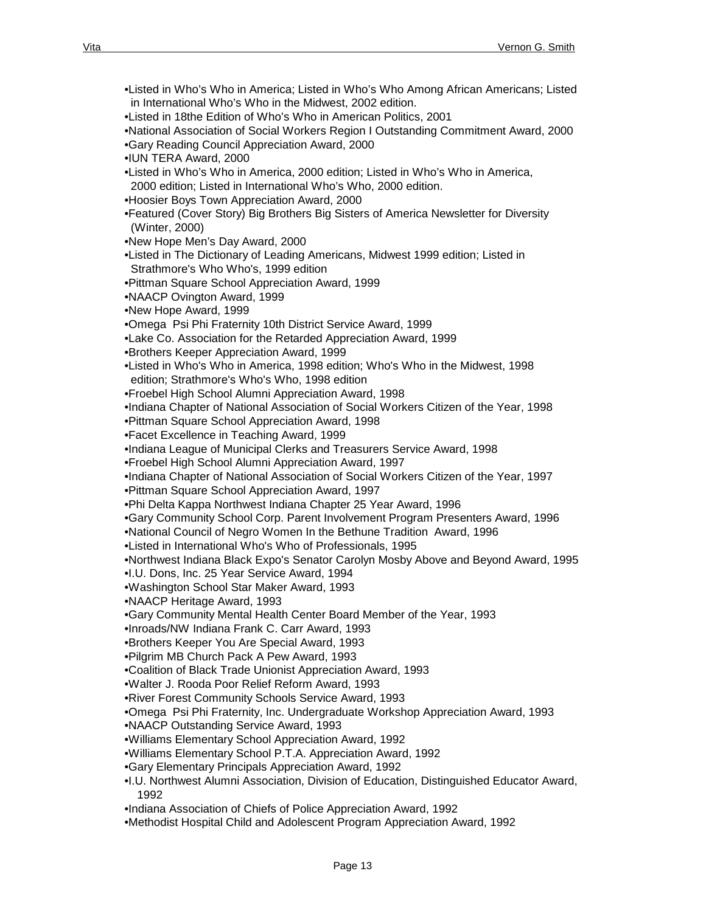- Listed in Who's Who in America; Listed in Who's Who Among African Americans; Listed in International Who's Who in the Midwest, 2002 edition.
- Listed in 18the Edition of Who's Who in American Politics, 2001
- National Association of Social Workers Region I Outstanding Commitment Award, 2000
- Gary Reading Council Appreciation Award, 2000
- IUN TERA Award, 2000
- Listed in Who's Who in America, 2000 edition; Listed in Who's Who in America, 2000 edition; Listed in International Who's Who, 2000 edition.
- Hoosier Boys Town Appreciation Award, 2000
- Featured (Cover Story) Big Brothers Big Sisters of America Newsletter for Diversity (Winter, 2000)
- New Hope Men's Day Award, 2000
- Listed in The Dictionary of Leading Americans, Midwest 1999 edition; Listed in Strathmore's Who Who's, 1999 edition
- Pittman Square School Appreciation Award, 1999
- NAACP Ovington Award, 1999
- New Hope Award, 1999
- Omega Psi Phi Fraternity 10th District Service Award, 1999
- Lake Co. Association for the Retarded Appreciation Award, 1999
- Brothers Keeper Appreciation Award, 1999
- Listed in Who's Who in America, 1998 edition; Who's Who in the Midwest, 1998 edition; Strathmore's Who's Who, 1998 edition
- Froebel High School Alumni Appreciation Award, 1998
- Indiana Chapter of National Association of Social Workers Citizen of the Year, 1998
- Pittman Square School Appreciation Award, 1998
- Facet Excellence in Teaching Award, 1999
- Indiana League of Municipal Clerks and Treasurers Service Award, 1998
- Froebel High School Alumni Appreciation Award, 1997
- Indiana Chapter of National Association of Social Workers Citizen of the Year, 1997
- Pittman Square School Appreciation Award, 1997
- Phi Delta Kappa Northwest Indiana Chapter 25 Year Award, 1996
- Gary Community School Corp. Parent Involvement Program Presenters Award, 1996
- National Council of Negro Women In the Bethune Tradition Award, 1996
- Listed in International Who's Who of Professionals, 1995
- Northwest Indiana Black Expo's Senator Carolyn Mosby Above and Beyond Award, 1995
- I.U. Dons, Inc. 25 Year Service Award, 1994
- Washington School Star Maker Award, 1993
- NAACP Heritage Award, 1993
- Gary Community Mental Health Center Board Member of the Year, 1993
- Inroads/NW Indiana Frank C. Carr Award, 1993
- Brothers Keeper You Are Special Award, 1993
- Pilgrim MB Church Pack A Pew Award, 1993
- Coalition of Black Trade Unionist Appreciation Award, 1993
- Walter J. Rooda Poor Relief Reform Award, 1993
- River Forest Community Schools Service Award, 1993
- Omega Psi Phi Fraternity, Inc. Undergraduate Workshop Appreciation Award, 1993
- NAACP Outstanding Service Award, 1993
- Williams Elementary School Appreciation Award, 1992
- Williams Elementary School P.T.A. Appreciation Award, 1992
- Gary Elementary Principals Appreciation Award, 1992
- I.U. Northwest Alumni Association, Division of Education, Distinguished Educator Award, 1992
- Indiana Association of Chiefs of Police Appreciation Award, 1992
- Methodist Hospital Child and Adolescent Program Appreciation Award, 1992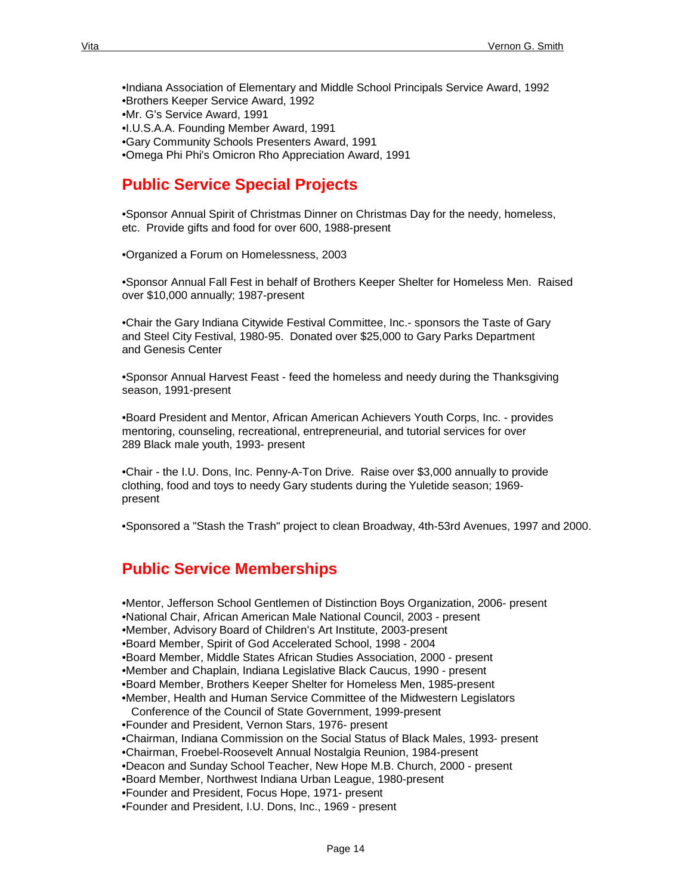- Indiana Association of Elementary and Middle School Principals Service Award, 1992
- Brothers Keeper Service Award, 1992
- Mr. G's Service Award, 1991
- I.U.S.A.A. Founding Member Award, 1991
- Gary Community Schools Presenters Award, 1991
- Omega Phi Phi's Omicron Rho Appreciation Award, 1991

## Public Service Special Projects

- Sponsor Annual Spirit of Christmas Dinner on Christmas Day for the needy, homeless, etc. Provide gifts and food for over 600, 1988-present

- Organized a Forum on Homelessness, 2003

- Sponsor Annual Fall Fest in behalf of Brothers Keeper Shelter for Homeless Men. Raised over $10,000 annually; 1987-present

- Chair the Gary Indiana Citywide Festival Committee, Inc.- sponsors the Taste of Gary and Steel City Festival, 1980-95. Donated over $25,000 to Gary Parks Department and Genesis Center

- Sponsor Annual Harvest Feast - feed the homeless and needy during the Thanksgiving season, 1991-present

- Board President and Mentor, African American Achievers Youth Corps, Inc. - provides mentoring, counseling, recreational, entrepreneurial, and tutorial services for over 289 Black male youth, 1993- present

- Chair - the I.U. Dons, Inc. Penny-A-Ton Drive. Raise over $3,000 annually to provide clothing, food and toys to needy Gary students during the Yuletide season; 1969-present

- Sponsored a "Stash the Trash" project to clean Broadway, 4th-53rd Avenues, 1997 and 2000.

## Public Service Memberships

- Mentor, Jefferson School Gentlemen of Distinction Boys Organization, 2006- present
- National Chair, African American Male National Council, 2003 - present
- Member, Advisory Board of Children's Art Institute, 2003-present
- Board Member, Spirit of God Accelerated School, 1998 - 2004
- Board Member, Middle States African Studies Association, 2000 - present
- Member and Chaplain, Indiana Legislative Black Caucus, 1990 - present
- Board Member, Brothers Keeper Shelter for Homeless Men, 1985-present
- Member, Health and Human Service Committee of the Midwestern Legislators Conference of the Council of State Government, 1999-present
- Founder and President, Vernon Stars, 1976- present
- Chairman, Indiana Commission on the Social Status of Black Males, 1993- present
- Chairman, Froebel-Roosevelt Annual Nostalgia Reunion, 1984-present
- Deacon and Sunday School Teacher, New Hope M.B. Church, 2000 - present
- Board Member, Northwest Indiana Urban League, 1980-present
- Founder and President, Focus Hope, 1971- present
- Founder and President, I.U. Dons, Inc., 1969 - present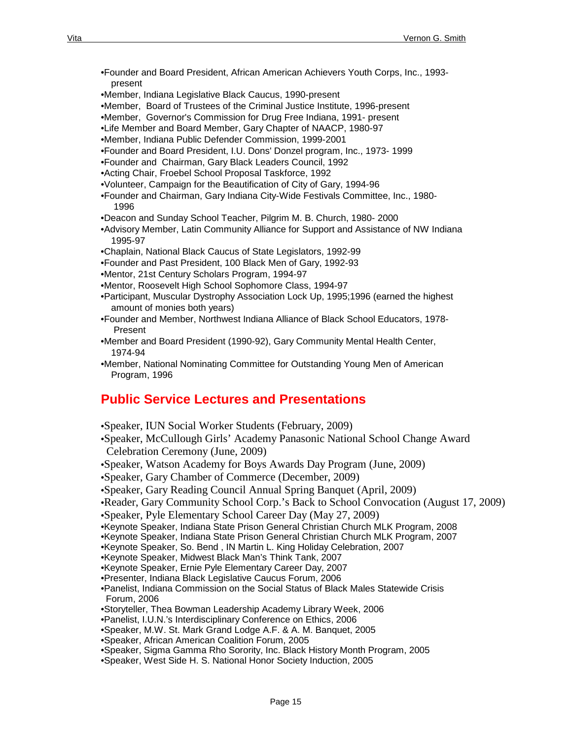- Founder and Board President, African American Achievers Youth Corps, Inc., 1993-present
- Member, Indiana Legislative Black Caucus, 1990-present
- Member, Board of Trustees of the Criminal Justice Institute, 1996-present
- Member, Governor's Commission for Drug Free Indiana, 1991- present
- Life Member and Board Member, Gary Chapter of NAACP, 1980-97
- Member, Indiana Public Defender Commission, 1999-2001
- Founder and Board President, I.U. Dons' Donzel program, Inc., 1973- 1999
- Founder and Chairman, Gary Black Leaders Council, 1992
- Acting Chair, Froebel School Proposal Taskforce, 1992
- Volunteer, Campaign for the Beautification of City of Gary, 1994-96
- Founder and Chairman, Gary Indiana City-Wide Festivals Committee, Inc., 1980-1996
- Deacon and Sunday School Teacher, Pilgrim M. B. Church, 1980- 2000
- Advisory Member, Latin Community Alliance for Support and Assistance of NW Indiana 1995-97
- Chaplain, National Black Caucus of State Legislators, 1992-99
- Founder and Past President, 100 Black Men of Gary, 1992-93
- Mentor, 21st Century Scholars Program, 1994-97
- Mentor, Roosevelt High School Sophomore Class, 1994-97
- Participant, Muscular Dystrophy Association Lock Up, 1995;1996 (earned the highest amount of monies both years)
- Founder and Member, Northwest Indiana Alliance of Black School Educators, 1978-Present
- Member and Board President (1990-92), Gary Community Mental Health Center, 1974-94
- Member, National Nominating Committee for Outstanding Young Men of American Program, 1996

## Public Service Lectures and Presentations

- Speaker, IUN Social Worker Students (February, 2009)
- Speaker, McCullough Girls' Academy Panasonic National School Change Award Celebration Ceremony (June, 2009)
- Speaker, Watson Academy for Boys Awards Day Program (June, 2009)
- Speaker, Gary Chamber of Commerce (December, 2009)
- Speaker, Gary Reading Council Annual Spring Banquet (April, 2009)
- Reader, Gary Community School Corp.'s Back to School Convocation (August 17, 2009)
- Speaker, Pyle Elementary School Career Day (May 27, 2009)
- Keynote Speaker, Indiana State Prison General Christian Church MLK Program, 2008
- Keynote Speaker, Indiana State Prison General Christian Church MLK Program, 2007
- Keynote Speaker, So. Bend , IN Martin L. King Holiday Celebration, 2007
- Keynote Speaker, Midwest Black Man's Think Tank, 2007
- Keynote Speaker, Ernie Pyle Elementary Career Day, 2007
- Presenter, Indiana Black Legislative Caucus Forum, 2006
- Panelist, Indiana Commission on the Social Status of Black Males Statewide Crisis Forum, 2006
- Storyteller, Thea Bowman Leadership Academy Library Week, 2006
- Panelist, I.U.N.'s Interdisciplinary Conference on Ethics, 2006
- Speaker, M.W. St. Mark Grand Lodge A.F. & A. M. Banquet, 2005
- Speaker, African American Coalition Forum, 2005
- Speaker, Sigma Gamma Rho Sorority, Inc. Black History Month Program, 2005
- Speaker, West Side H. S. National Honor Society Induction, 2005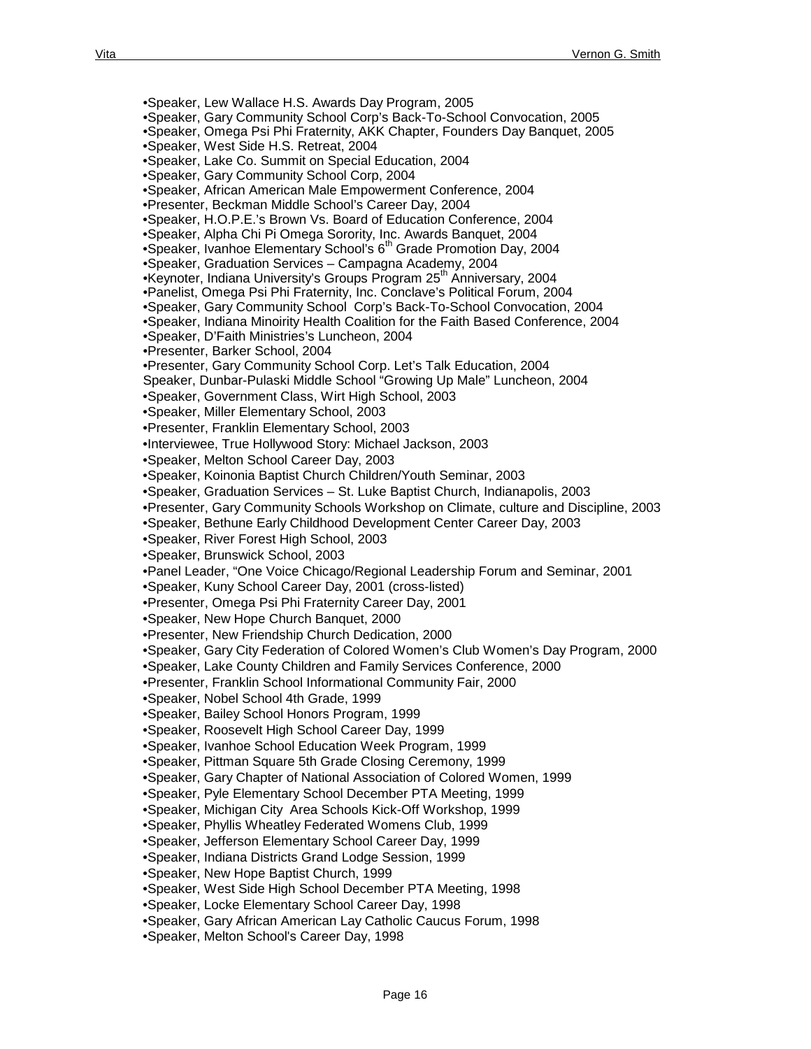- •Speaker, Lew Wallace H.S. Awards Day Program, 2005
- •Speaker, Gary Community School Corp's Back-To-School Convocation, 2005
- •Speaker, Omega Psi Phi Fraternity, AKK Chapter, Founders Day Banquet, 2005
- •Speaker, West Side H.S. Retreat, 2004
- •Speaker, Lake Co. Summit on Special Education, 2004
- •Speaker, Gary Community School Corp, 2004
- •Speaker, African American Male Empowerment Conference, 2004
- •Presenter, Beckman Middle School's Career Day, 2004
- •Speaker, H.O.P.E.'s Brown Vs. Board of Education Conference, 2004
- •Speaker, Alpha Chi Pi Omega Sorority, Inc. Awards Banquet, 2004
- •Speaker, Ivanhoe Elementary School's 6th Grade Promotion Day, 2004
- •Speaker, Graduation Services – Campagna Academy, 2004
- •Keynoter, Indiana University's Groups Program 25th Anniversary, 2004
- •Panelist, Omega Psi Phi Fraternity, Inc. Conclave's Political Forum, 2004
- •Speaker, Gary Community School Corp's Back-To-School Convocation, 2004
- •Speaker, Indiana Minoirity Health Coalition for the Faith Based Conference, 2004
- •Speaker, D'Faith Ministries's Luncheon, 2004
- •Presenter, Barker School, 2004
- •Presenter, Gary Community School Corp. Let's Talk Education, 2004
- Speaker, Dunbar-Pulaski Middle School "Growing Up Male" Luncheon, 2004
- •Speaker, Government Class, Wirt High School, 2003
- •Speaker, Miller Elementary School, 2003
- •Presenter, Franklin Elementary School, 2003
- •Interviewee, True Hollywood Story: Michael Jackson, 2003
- •Speaker, Melton School Career Day, 2003
- •Speaker, Koinonia Baptist Church Children/Youth Seminar, 2003
- •Speaker, Graduation Services – St. Luke Baptist Church, Indianapolis, 2003
- •Presenter, Gary Community Schools Workshop on Climate, culture and Discipline, 2003
- •Speaker, Bethune Early Childhood Development Center Career Day, 2003
- •Speaker, River Forest High School, 2003
- •Speaker, Brunswick School, 2003
- •Panel Leader, "One Voice Chicago/Regional Leadership Forum and Seminar, 2001
- •Speaker, Kuny School Career Day, 2001 (cross-listed)
- •Presenter, Omega Psi Phi Fraternity Career Day, 2001
- •Speaker, New Hope Church Banquet, 2000
- •Presenter, New Friendship Church Dedication, 2000
- •Speaker, Gary City Federation of Colored Women's Club Women's Day Program, 2000
- •Speaker, Lake County Children and Family Services Conference, 2000
- •Presenter, Franklin School Informational Community Fair, 2000
- •Speaker, Nobel School 4th Grade, 1999
- •Speaker, Bailey School Honors Program, 1999
- •Speaker, Roosevelt High School Career Day, 1999
- •Speaker, Ivanhoe School Education Week Program, 1999
- •Speaker, Pittman Square 5th Grade Closing Ceremony, 1999
- •Speaker, Gary Chapter of National Association of Colored Women, 1999
- •Speaker, Pyle Elementary School December PTA Meeting, 1999
- •Speaker, Michigan City Area Schools Kick-Off Workshop, 1999
- •Speaker, Phyllis Wheatley Federated Womens Club, 1999
- •Speaker, Jefferson Elementary School Career Day, 1999
- •Speaker, Indiana Districts Grand Lodge Session, 1999
- •Speaker, New Hope Baptist Church, 1999
- •Speaker, West Side High School December PTA Meeting, 1998
- •Speaker, Locke Elementary School Career Day, 1998
- •Speaker, Gary African American Lay Catholic Caucus Forum, 1998
- •Speaker, Melton School's Career Day, 1998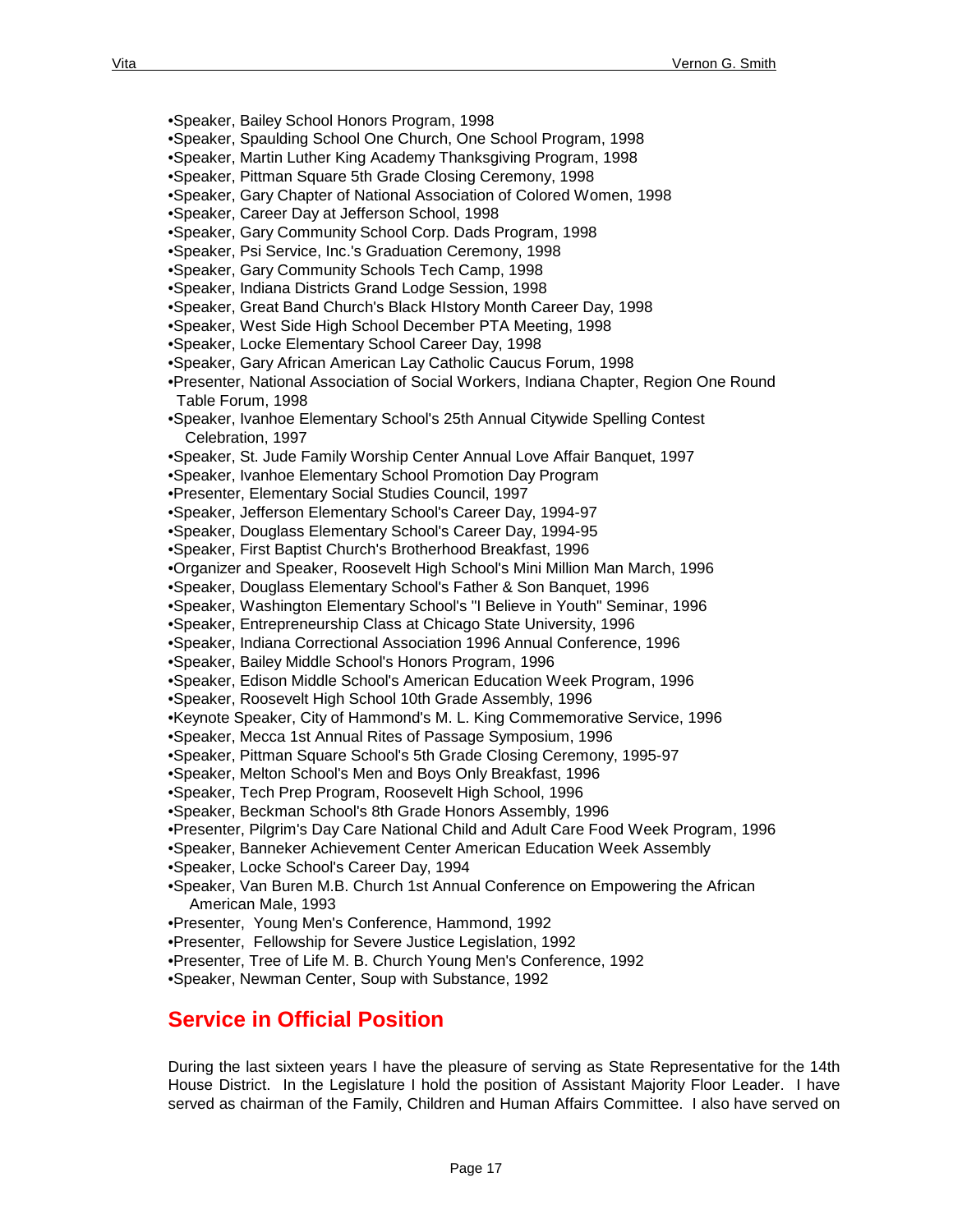- Speaker, Bailey School Honors Program, 1998
- Speaker, Spaulding School One Church, One School Program, 1998
- Speaker, Martin Luther King Academy Thanksgiving Program, 1998
- Speaker, Pittman Square 5th Grade Closing Ceremony, 1998
- Speaker, Gary Chapter of National Association of Colored Women, 1998
- Speaker, Career Day at Jefferson School, 1998
- Speaker, Gary Community School Corp. Dads Program, 1998
- Speaker, Psi Service, Inc.'s Graduation Ceremony, 1998
- Speaker, Gary Community Schools Tech Camp, 1998
- Speaker, Indiana Districts Grand Lodge Session, 1998
- Speaker, Great Band Church's Black HIstory Month Career Day, 1998
- Speaker, West Side High School December PTA Meeting, 1998
- Speaker, Locke Elementary School Career Day, 1998
- Speaker, Gary African American Lay Catholic Caucus Forum, 1998
- Presenter, National Association of Social Workers, Indiana Chapter, Region One Round Table Forum, 1998
- Speaker, Ivanhoe Elementary School's 25th Annual Citywide Spelling Contest Celebration, 1997
- Speaker, St. Jude Family Worship Center Annual Love Affair Banquet, 1997
- Speaker, Ivanhoe Elementary School Promotion Day Program
- Presenter, Elementary Social Studies Council, 1997
- Speaker, Jefferson Elementary School's Career Day, 1994-97
- Speaker, Douglass Elementary School's Career Day, 1994-95
- Speaker, First Baptist Church's Brotherhood Breakfast, 1996
- Organizer and Speaker, Roosevelt High School's Mini Million Man March, 1996
- Speaker, Douglass Elementary School's Father & Son Banquet, 1996
- Speaker, Washington Elementary School's "I Believe in Youth" Seminar, 1996
- Speaker, Entrepreneurship Class at Chicago State University, 1996
- Speaker, Indiana Correctional Association 1996 Annual Conference, 1996
- Speaker, Bailey Middle School's Honors Program, 1996
- Speaker, Edison Middle School's American Education Week Program, 1996
- Speaker, Roosevelt High School 10th Grade Assembly, 1996
- Keynote Speaker, City of Hammond's M. L. King Commemorative Service, 1996
- Speaker, Mecca 1st Annual Rites of Passage Symposium, 1996
- Speaker, Pittman Square School's 5th Grade Closing Ceremony, 1995-97
- Speaker, Melton School's Men and Boys Only Breakfast, 1996
- Speaker, Tech Prep Program, Roosevelt High School, 1996
- Speaker, Beckman School's 8th Grade Honors Assembly, 1996
- Presenter, Pilgrim's Day Care National Child and Adult Care Food Week Program, 1996
- Speaker, Banneker Achievement Center American Education Week Assembly
- Speaker, Locke School's Career Day, 1994
- Speaker, Van Buren M.B. Church 1st Annual Conference on Empowering the African American Male, 1993
- Presenter, Young Men's Conference, Hammond, 1992
- Presenter, Fellowship for Severe Justice Legislation, 1992
- Presenter, Tree of Life M. B. Church Young Men's Conference, 1992
- Speaker, Newman Center, Soup with Substance, 1992

## Service in Official Position

During the last sixteen years I have the pleasure of serving as State Representative for the 14th House District. In the Legislature I hold the position of Assistant Majority Floor Leader. I have served as chairman of the Family, Children and Human Affairs Committee. I also have served on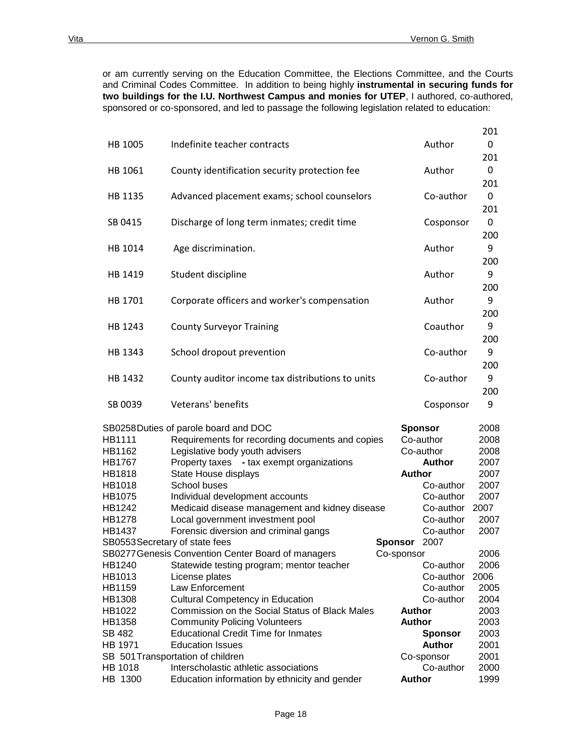or am currently serving on the Education Committee, the Elections Committee, and the Courts and Criminal Codes Committee. In addition to being highly **instrumental in securing funds for two buildings for the I.U. Northwest Campus and monies for UTEP**, I authored, co-authored, sponsored or co-sponsored, and led to passage the following legislation related to education:

| Bill | Subject | Role | Year |
|---|---|---|---|
| HB 1005 | Indefinite teacher contracts | Author | 2010 |
| HB 1061 | County identification security protection fee | Author | 2010 |
| HB 1135 | Advanced placement exams; school counselors | Co-author | 2010 |
| SB 0415 | Discharge of long term inmates; credit time | Cosponsor | 2010 |
| HB 1014 | Age discrimination. | Author | 2009 |
| HB 1419 | Student discipline | Author | 2009 |
| HB 1701 | Corporate officers and worker's compensation | Author | 2009 |
| HB 1243 | County Surveyor Training | Coauthor | 2009 |
| HB 1343 | School dropout prevention | Co-author | 2009 |
| HB 1432 | County auditor income tax distributions to units | Co-author | 2009 |
| SB 0039 | Veterans' benefits | Cosponsor | 2009 |
| SB0258 | Duties of parole board and DOC | **Sponsor** | 2008 |
| HB1111 | Requirements for recording documents and copies | Co-author | 2008 |
| HB1162 | Legislative body youth advisers | Co-author | 2008 |
| HB1767 | Property taxes - tax exempt organizations | **Author** | 2007 |
| HB1818 | State House displays | **Author** | 2007 |
| HB1018 | School buses | Co-author | 2007 |
| HB1075 | Individual development accounts | Co-author | 2007 |
| HB1242 | Medicaid disease management and kidney disease | Co-author | 2007 |
| HB1278 | Local government investment pool | Co-author | 2007 |
| HB1437 | Forensic diversion and criminal gangs | Co-author | 2007 |
| SB0553 | Secretary of state fees | **Sponsor** | 2007 |
| SB0277 | Genesis Convention Center Board of managers | Co-sponsor | 2006 |
| HB1240 | Statewide testing program; mentor teacher | Co-author | 2006 |
| HB1013 | License plates | Co-author | 2006 |
| HB1159 | Law Enforcement | Co-author | 2005 |
| HB1308 | Cultural Competency in Education | Co-author | 2004 |
| HB1022 | Commission on the Social Status of Black Males | **Author** | 2003 |
| HB1358 | Community Policing Volunteers | **Author** | 2003 |
| SB 482 | Educational Credit Time for Inmates | **Sponsor** | 2003 |
| HB 1971 | Education Issues | **Author** | 2001 |
| SB 501 | Transportation of children | Co-sponsor | 2001 |
| HB 1018 | Interscholastic athletic associations | Co-author | 2000 |
| HB 1300 | Education information by ethnicity and gender | **Author** | 1999 |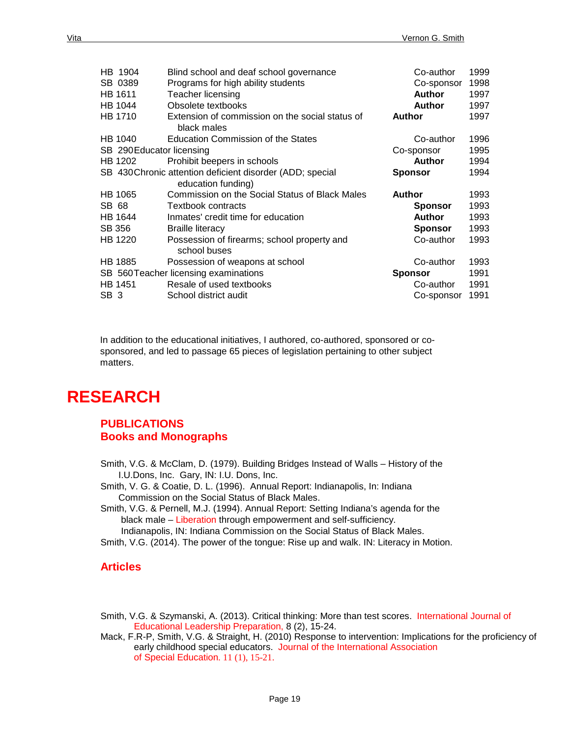| | | | |
|---|---|---|---|
| HB 1904 | Blind school and deaf school governance | Co-author | 1999 |
| SB 0389 | Programs for high ability students | Co-sponsor | 1998 |
| HB 1611 | Teacher licensing | **Author** | 1997 |
| HB 1044 | Obsolete textbooks | **Author** | 1997 |
| HB 1710 | Extension of commission on the social status of black males | **Author** | 1997 |
| HB 1040 | Education Commission of the States | Co-author | 1996 |
| SB 290 | Educator licensing | Co-sponsor | 1995 |
| HB 1202 | Prohibit beepers in schools | **Author** | 1994 |
| SB 430 | Chronic attention deficient disorder (ADD; special education funding) | **Sponsor** | 1994 |
| HB 1065 | Commission on the Social Status of Black Males | **Author** | 1993 |
| SB 68 | Textbook contracts | **Sponsor** | 1993 |
| HB 1644 | Inmates' credit time for education | **Author** | 1993 |
| SB 356 | Braille literacy | **Sponsor** | 1993 |
| HB 1220 | Possession of firearms; school property and school buses | Co-author | 1993 |
| HB 1885 | Possession of weapons at school | Co-author | 1993 |
| SB 560 | Teacher licensing examinations | **Sponsor** | 1991 |
| HB 1451 | Resale of used textbooks | Co-author | 1991 |
| SB 3 | School district audit | Co-sponsor | 1991 |

In addition to the educational initiatives, I authored, co-authored, sponsored or co-sponsored, and led to passage 65 pieces of legislation pertaining to other subject matters.

# RESEARCH

## PUBLICATIONS
## Books and Monographs

Smith, V.G. & McClam, D. (1979). Building Bridges Instead of Walls – History of the I.U.Dons, Inc. Gary, IN: I.U. Dons, Inc.

Smith, V. G. & Coatie, D. L. (1996). Annual Report: Indianapolis, In: Indiana Commission on the Social Status of Black Males.

Smith, V.G. & Pernell, M.J. (1994). Annual Report: Setting Indiana's agenda for the black male – Liberation through empowerment and self-sufficiency. Indianapolis, IN: Indiana Commission on the Social Status of Black Males.

Smith, V.G. (2014). The power of the tongue: Rise up and walk. IN: Literacy in Motion.

## Articles

Smith, V.G. & Szymanski, A. (2013). Critical thinking: More than test scores. International Journal of Educational Leadership Preparation, 8 (2), 15-24.

Mack, F.R-P, Smith, V.G. & Straight, H. (2010) Response to intervention: Implications for the proficiency of early childhood special educators. Journal of the International Association of Special Education. 11 (1), 15-21.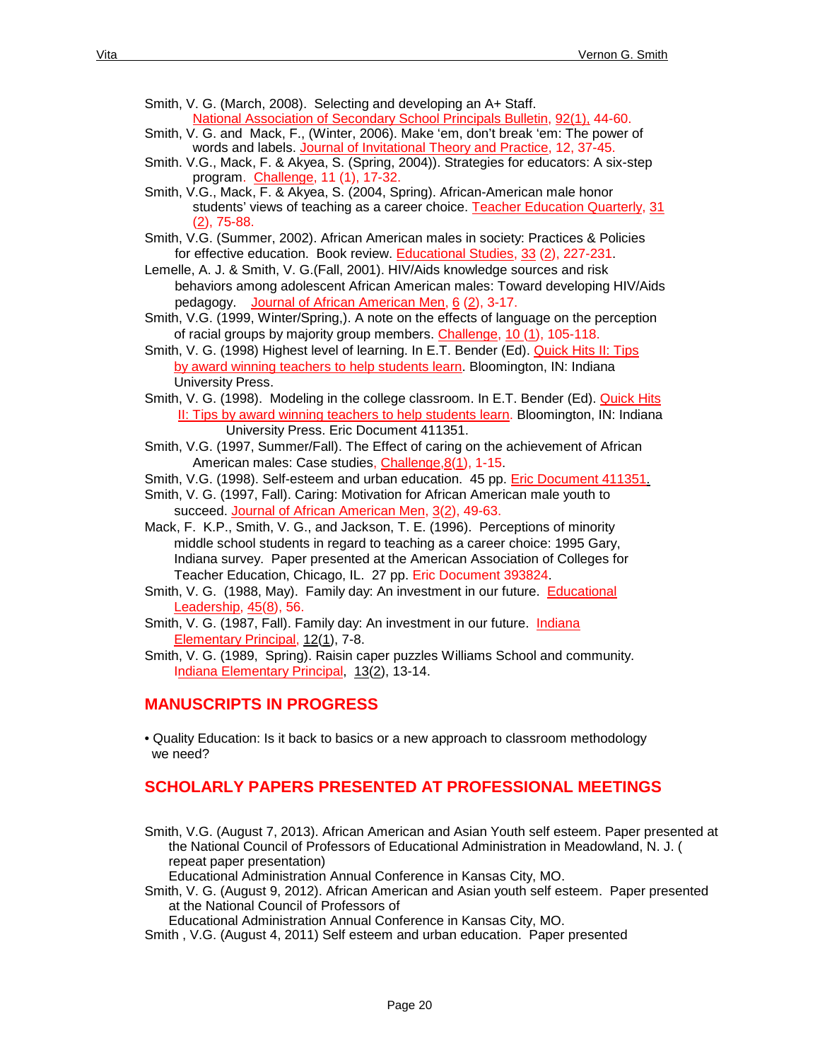Smith, V. G. (March, 2008). Selecting and developing an A+ Staff. National Association of Secondary School Principals Bulletin, 92(1), 44-60.

Smith, V. G. and Mack, F., (Winter, 2006). Make 'em, don't break 'em: The power of words and labels. Journal of Invitational Theory and Practice, 12, 37-45.

Smith. V.G., Mack, F. & Akyea, S. (Spring, 2004)). Strategies for educators: A six-step program. Challenge, 11 (1), 17-32.

Smith, V.G., Mack, F. & Akyea, S. (2004, Spring). African-American male honor students' views of teaching as a career choice. Teacher Education Quarterly, 31 (2), 75-88.

Smith, V.G. (Summer, 2002). African American males in society: Practices & Policies for effective education. Book review. Educational Studies, 33 (2), 227-231.

Lemelle, A. J. & Smith, V. G.(Fall, 2001). HIV/Aids knowledge sources and risk behaviors among adolescent African American males: Toward developing HIV/Aids pedagogy. Journal of African American Men, 6 (2), 3-17.

Smith, V.G. (1999, Winter/Spring,). A note on the effects of language on the perception of racial groups by majority group members. Challenge, 10 (1), 105-118.

Smith, V. G. (1998) Highest level of learning. In E.T. Bender (Ed). Quick Hits II: Tips by award winning teachers to help students learn. Bloomington, IN: Indiana University Press.

Smith, V. G. (1998). Modeling in the college classroom. In E.T. Bender (Ed). Quick Hits II: Tips by award winning teachers to help students learn. Bloomington, IN: Indiana University Press. Eric Document 411351.

Smith, V.G. (1997, Summer/Fall). The Effect of caring on the achievement of African American males: Case studies, Challenge,8(1), 1-15.

Smith, V.G. (1998). Self-esteem and urban education. 45 pp. Eric Document 411351.

Smith, V. G. (1997, Fall). Caring: Motivation for African American male youth to succeed. Journal of African American Men, 3(2), 49-63.

Mack, F. K.P., Smith, V. G., and Jackson, T. E. (1996). Perceptions of minority middle school students in regard to teaching as a career choice: 1995 Gary, Indiana survey. Paper presented at the American Association of Colleges for Teacher Education, Chicago, IL. 27 pp. Eric Document 393824.

Smith, V. G. (1988, May). Family day: An investment in our future. Educational Leadership, 45(8), 56.

Smith, V. G. (1987, Fall). Family day: An investment in our future. Indiana Elementary Principal, 12(1), 7-8.

Smith, V. G. (1989, Spring). Raisin caper puzzles Williams School and community. Indiana Elementary Principal, 13(2), 13-14.

## MANUSCRIPTS IN PROGRESS

- Quality Education: Is it back to basics or a new approach to classroom methodology we need?

## SCHOLARLY PAPERS PRESENTED AT PROFESSIONAL MEETINGS

Smith, V.G. (August 7, 2013). African American and Asian Youth self esteem. Paper presented at the National Council of Professors of Educational Administration in Meadowland, N. J. ( repeat paper presentation)
Educational Administration Annual Conference in Kansas City, MO.

Smith, V. G. (August 9, 2012). African American and Asian youth self esteem. Paper presented at the National Council of Professors of
Educational Administration Annual Conference in Kansas City, MO.

Smith , V.G. (August 4, 2011) Self esteem and urban education. Paper presented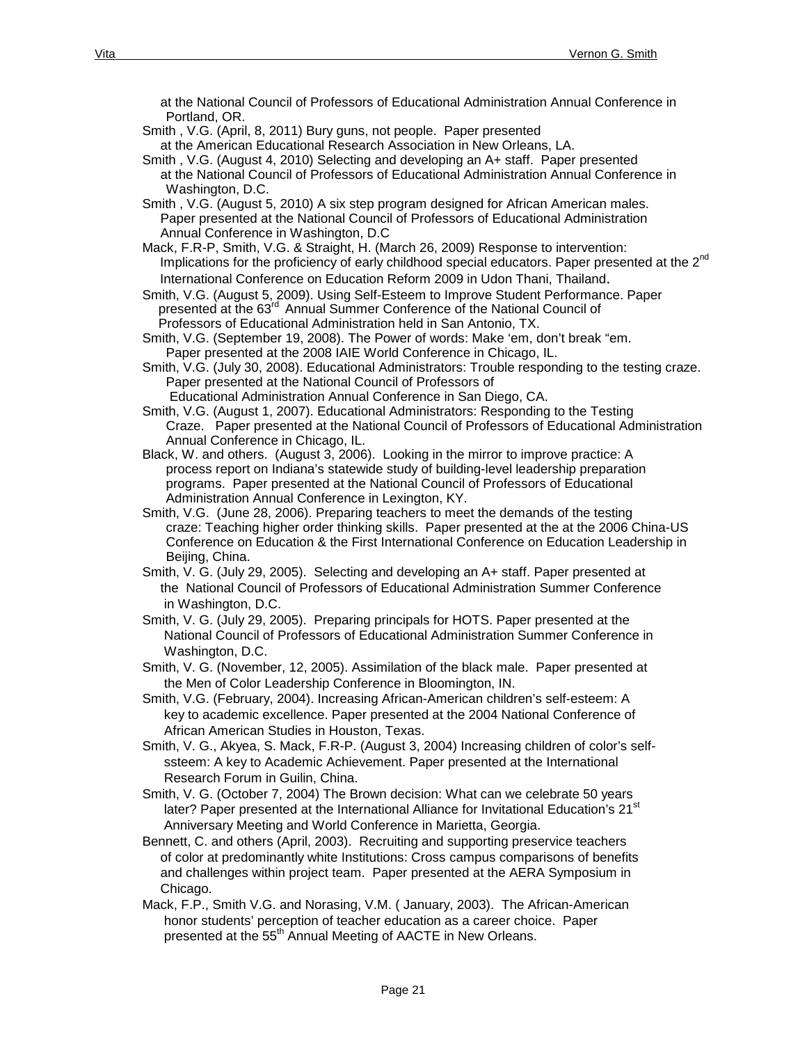at the National Council of Professors of Educational Administration Annual Conference in Portland, OR.

Smith , V.G. (April, 8, 2011) Bury guns, not people. Paper presented at the American Educational Research Association in New Orleans, LA.

Smith , V.G. (August 4, 2010) Selecting and developing an A+ staff. Paper presented at the National Council of Professors of Educational Administration Annual Conference in Washington, D.C.

Smith , V.G. (August 5, 2010) A six step program designed for African American males. Paper presented at the National Council of Professors of Educational Administration Annual Conference in Washington, D.C

Mack, F.R-P, Smith, V.G. & Straight, H. (March 26, 2009) Response to intervention: Implications for the proficiency of early childhood special educators. Paper presented at the 2nd International Conference on Education Reform 2009 in Udon Thani, Thailand.

Smith, V.G. (August 5, 2009). Using Self-Esteem to Improve Student Performance. Paper presented at the 63rd Annual Summer Conference of the National Council of Professors of Educational Administration held in San Antonio, TX.

Smith, V.G. (September 19, 2008). The Power of words: Make 'em, don't break "em. Paper presented at the 2008 IAIE World Conference in Chicago, IL.

Smith, V.G. (July 30, 2008). Educational Administrators: Trouble responding to the testing craze. Paper presented at the National Council of Professors of Educational Administration Annual Conference in San Diego, CA.

Smith, V.G. (August 1, 2007). Educational Administrators: Responding to the Testing Craze. Paper presented at the National Council of Professors of Educational Administration Annual Conference in Chicago, IL.

Black, W. and others. (August 3, 2006). Looking in the mirror to improve practice: A process report on Indiana's statewide study of building-level leadership preparation programs. Paper presented at the National Council of Professors of Educational Administration Annual Conference in Lexington, KY.

Smith, V.G. (June 28, 2006). Preparing teachers to meet the demands of the testing craze: Teaching higher order thinking skills. Paper presented at the at the 2006 China-US Conference on Education & the First International Conference on Education Leadership in Beijing, China.

Smith, V. G. (July 29, 2005). Selecting and developing an A+ staff. Paper presented at the National Council of Professors of Educational Administration Summer Conference in Washington, D.C.

Smith, V. G. (July 29, 2005). Preparing principals for HOTS. Paper presented at the National Council of Professors of Educational Administration Summer Conference in Washington, D.C.

Smith, V. G. (November, 12, 2005). Assimilation of the black male. Paper presented at the Men of Color Leadership Conference in Bloomington, IN.

Smith, V.G. (February, 2004). Increasing African-American children's self-esteem: A key to academic excellence. Paper presented at the 2004 National Conference of African American Studies in Houston, Texas.

Smith, V. G., Akyea, S. Mack, F.R-P. (August 3, 2004) Increasing children of color's self-ssteem: A key to Academic Achievement. Paper presented at the International Research Forum in Guilin, China.

Smith, V. G. (October 7, 2004) The Brown decision: What can we celebrate 50 years later? Paper presented at the International Alliance for Invitational Education's 21st Anniversary Meeting and World Conference in Marietta, Georgia.

Bennett, C. and others (April, 2003). Recruiting and supporting preservice teachers of color at predominantly white Institutions: Cross campus comparisons of benefits and challenges within project team. Paper presented at the AERA Symposium in Chicago.

Mack, F.P., Smith V.G. and Norasing, V.M. ( January, 2003). The African-American honor students' perception of teacher education as a career choice. Paper presented at the 55th Annual Meeting of AACTE in New Orleans.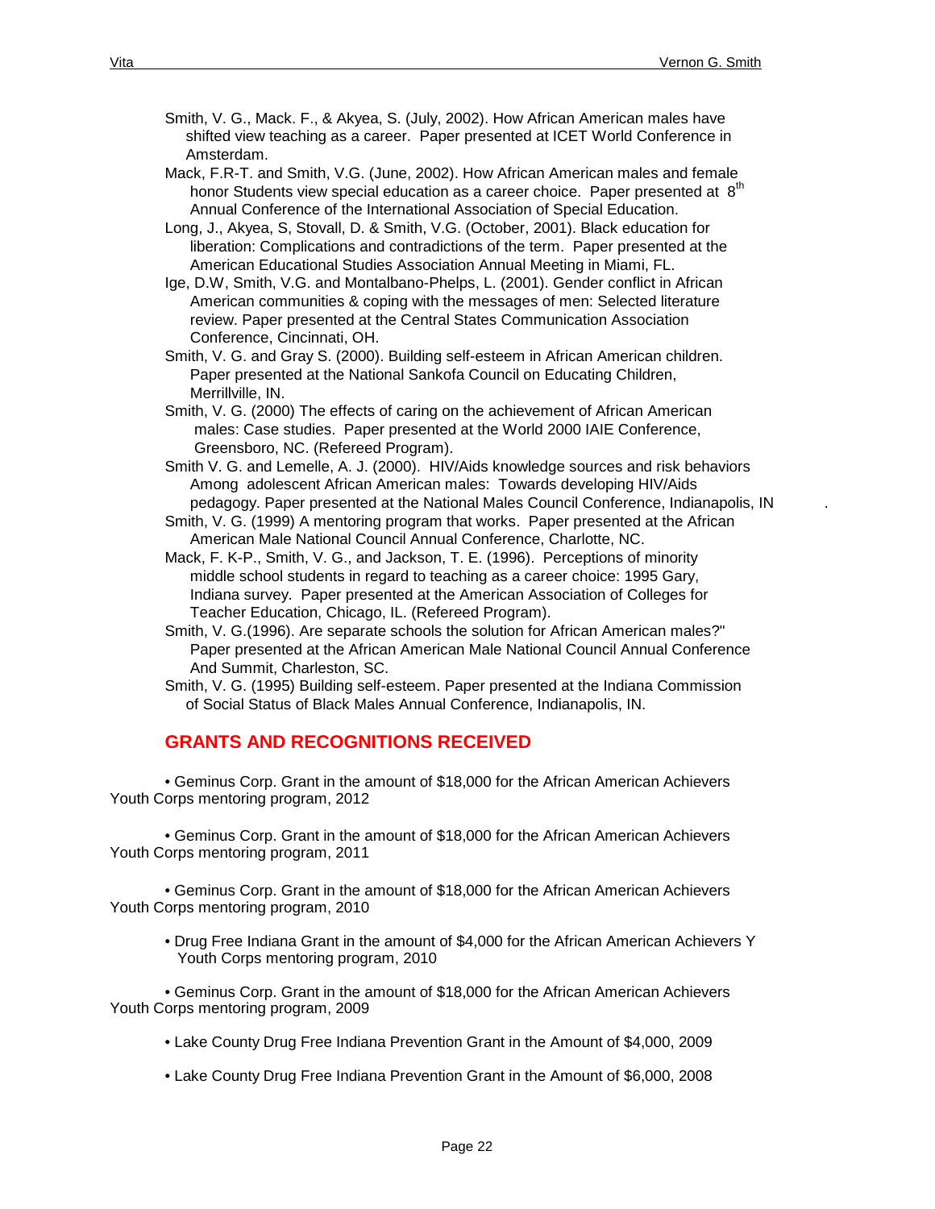Smith, V. G., Mack. F., & Akyea, S. (July, 2002). How African American males have shifted view teaching as a career. Paper presented at ICET World Conference in Amsterdam.

Mack, F.R-T. and Smith, V.G. (June, 2002). How African American males and female honor Students view special education as a career choice. Paper presented at 8th Annual Conference of the International Association of Special Education.

Long, J., Akyea, S, Stovall, D. & Smith, V.G. (October, 2001). Black education for liberation: Complications and contradictions of the term. Paper presented at the American Educational Studies Association Annual Meeting in Miami, FL.

Ige, D.W, Smith, V.G. and Montalbano-Phelps, L. (2001). Gender conflict in African American communities & coping with the messages of men: Selected literature review. Paper presented at the Central States Communication Association Conference, Cincinnati, OH.

Smith, V. G. and Gray S. (2000). Building self-esteem in African American children. Paper presented at the National Sankofa Council on Educating Children, Merrillville, IN.

Smith, V. G. (2000) The effects of caring on the achievement of African American males: Case studies. Paper presented at the World 2000 IAIE Conference, Greensboro, NC. (Refereed Program).

Smith V. G. and Lemelle, A. J. (2000). HIV/Aids knowledge sources and risk behaviors Among adolescent African American males: Towards developing HIV/Aids pedagogy. Paper presented at the National Males Council Conference, Indianapolis, IN .

Smith, V. G. (1999) A mentoring program that works. Paper presented at the African American Male National Council Annual Conference, Charlotte, NC.

Mack, F. K-P., Smith, V. G., and Jackson, T. E. (1996). Perceptions of minority middle school students in regard to teaching as a career choice: 1995 Gary, Indiana survey. Paper presented at the American Association of Colleges for Teacher Education, Chicago, IL. (Refereed Program).

Smith, V. G.(1996). Are separate schools the solution for African American males?" Paper presented at the African American Male National Council Annual Conference And Summit, Charleston, SC.

Smith, V. G. (1995) Building self-esteem. Paper presented at the Indiana Commission of Social Status of Black Males Annual Conference, Indianapolis, IN.

## GRANTS AND RECOGNITIONS RECEIVED

- Geminus Corp. Grant in the amount of $18,000 for the African American Achievers Youth Corps mentoring program, 2012

- Geminus Corp. Grant in the amount of $18,000 for the African American Achievers Youth Corps mentoring program, 2011

- Geminus Corp. Grant in the amount of $18,000 for the African American Achievers Youth Corps mentoring program, 2010

- Drug Free Indiana Grant in the amount of $4,000 for the African American Achievers Y Youth Corps mentoring program, 2010

- Geminus Corp. Grant in the amount of $18,000 for the African American Achievers Youth Corps mentoring program, 2009

- Lake County Drug Free Indiana Prevention Grant in the Amount of $4,000, 2009

- Lake County Drug Free Indiana Prevention Grant in the Amount of $6,000, 2008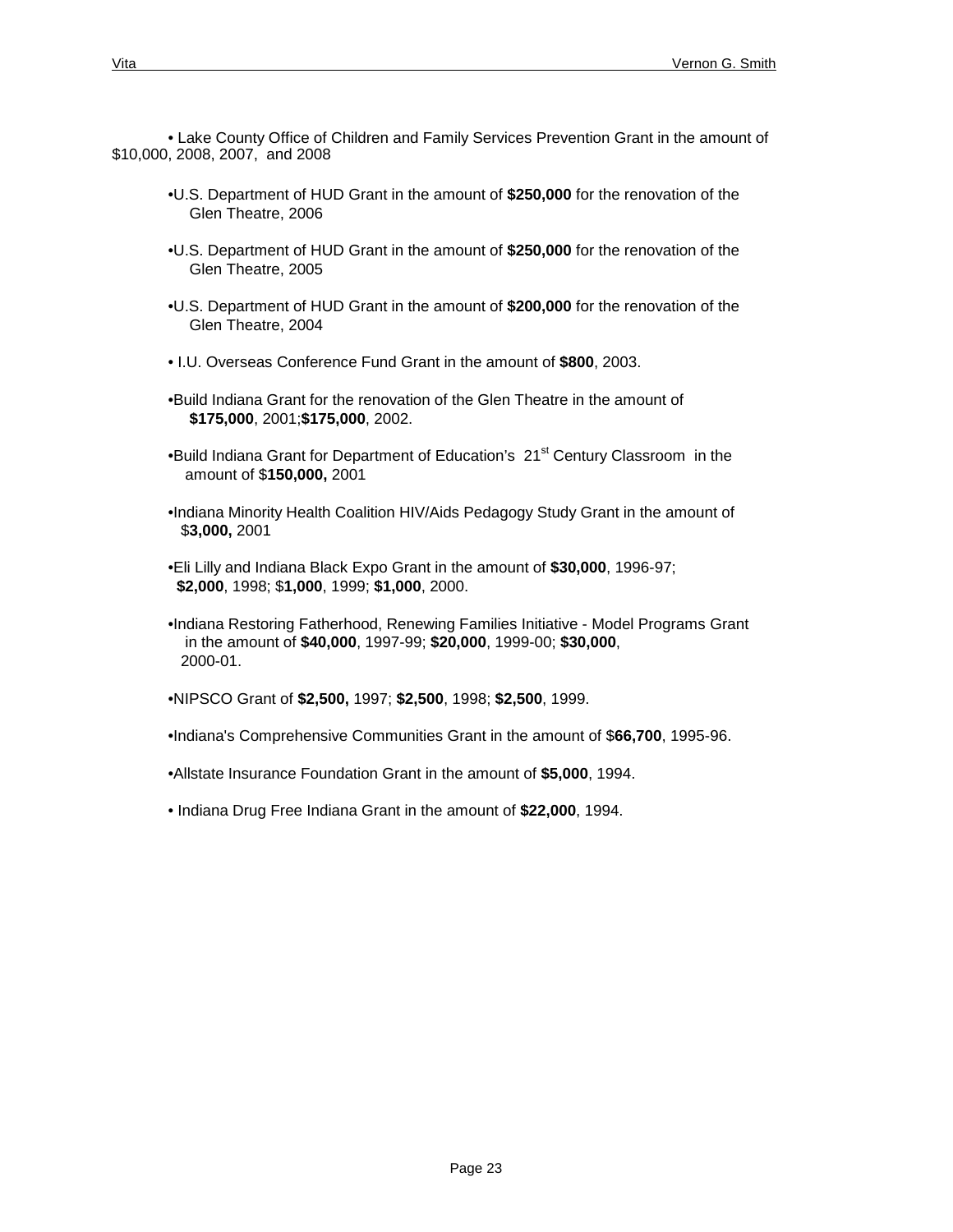- Lake County Office of Children and Family Services Prevention Grant in the amount of $10,000, 2008, 2007, and 2008

- U.S. Department of HUD Grant in the amount of **$250,000** for the renovation of the Glen Theatre, 2006

- U.S. Department of HUD Grant in the amount of **$250,000** for the renovation of the Glen Theatre, 2005

- U.S. Department of HUD Grant in the amount of **$200,000** for the renovation of the Glen Theatre, 2004

- I.U. Overseas Conference Fund Grant in the amount of **$800**, 2003.

- Build Indiana Grant for the renovation of the Glen Theatre in the amount of **$175,000**, 2001;**$175,000**, 2002.

- Build Indiana Grant for Department of Education's 21st Century Classroom in the amount of $**150,000,** 2001

- Indiana Minority Health Coalition HIV/Aids Pedagogy Study Grant in the amount of $**3,000,** 2001

- Eli Lilly and Indiana Black Expo Grant in the amount of **$30,000**, 1996-97; **$2,000**, 1998; $**1,000**, 1999; **$1,000**, 2000.

- Indiana Restoring Fatherhood, Renewing Families Initiative - Model Programs Grant in the amount of **$40,000**, 1997-99; **$20,000**, 1999-00; **$30,000**, 2000-01.

- NIPSCO Grant of **$2,500,** 1997; **$2,500**, 1998; **$2,500**, 1999.

- Indiana's Comprehensive Communities Grant in the amount of $**66,700**, 1995-96.

- Allstate Insurance Foundation Grant in the amount of **$5,000**, 1994.

- Indiana Drug Free Indiana Grant in the amount of **$22,000**, 1994.